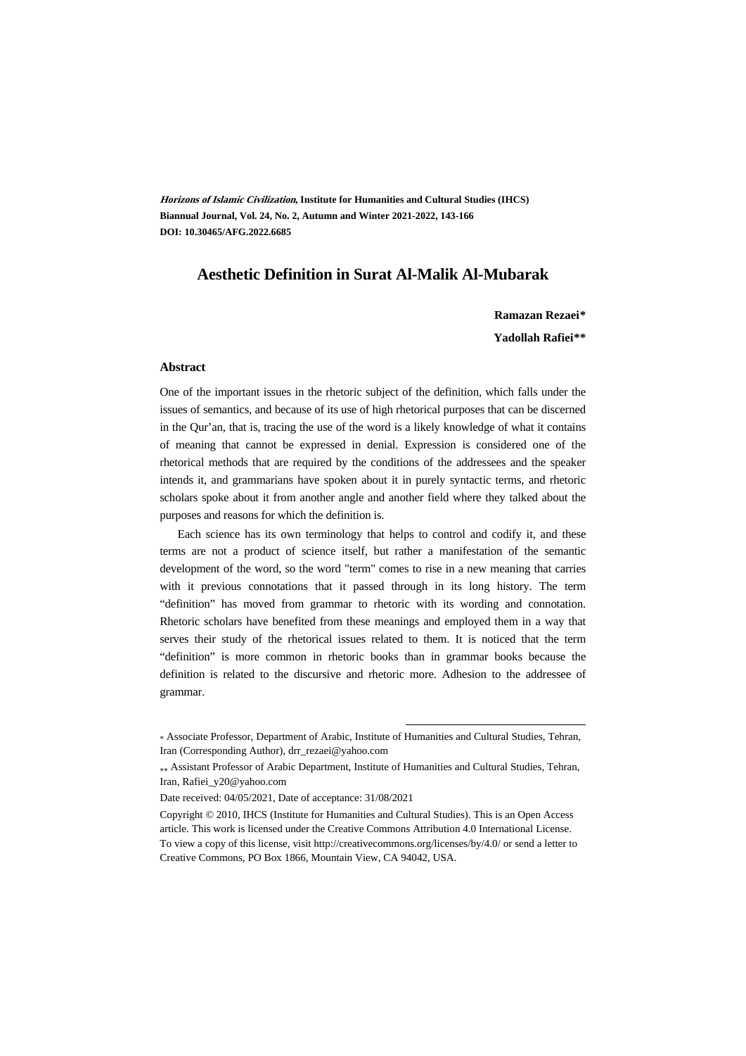***Horizons of Islamic Civilization*, Institute for Humanities and Cultural Studies (IHCS)**
**Biannual Journal, Vol. 24, No. 2, Autumn and Winter 2021-2022, 143-166**
**DOI: 10.30465/AFG.2022.6685**

# Aesthetic Definition in Surat Al-Malik Al-Mubarak

**Ramazan Rezaei***

**Yadollah Rafiei****

## Abstract

One of the important issues in the rhetoric subject of the definition, which falls under the issues of semantics, and because of its use of high rhetorical purposes that can be discerned in the Qur'an, that is, tracing the use of the word is a likely knowledge of what it contains of meaning that cannot be expressed in denial. Expression is considered one of the rhetorical methods that are required by the conditions of the addressees and the speaker intends it, and grammarians have spoken about it in purely syntactic terms, and rhetoric scholars spoke about it from another angle and another field where they talked about the purposes and reasons for which the definition is.

Each science has its own terminology that helps to control and codify it, and these terms are not a product of science itself, but rather a manifestation of the semantic development of the word, so the word "term" comes to rise in a new meaning that carries with it previous connotations that it passed through in its long history. The term "definition" has moved from grammar to rhetoric with its wording and connotation. Rhetoric scholars have benefited from these meanings and employed them in a way that serves their study of the rhetorical issues related to them. It is noticed that the term "definition" is more common in rhetoric books than in grammar books because the definition is related to the discursive and rhetoric more. Adhesion to the addressee of grammar.

---

* Associate Professor, Department of Arabic, Institute of Humanities and Cultural Studies, Tehran, Iran (Corresponding Author), drr_rezaei@yahoo.com

** Assistant Professor of Arabic Department, Institute of Humanities and Cultural Studies, Tehran, Iran, Rafiei_y20@yahoo.com

Date received: 04/05/2021, Date of acceptance: 31/08/2021

Copyright © 2010, IHCS (Institute for Humanities and Cultural Studies). This is an Open Access article. This work is licensed under the Creative Commons Attribution 4.0 International License. To view a copy of this license, visit http://creativecommons.org/licenses/by/4.0/ or send a letter to Creative Commons, PO Box 1866, Mountain View, CA 94042, USA.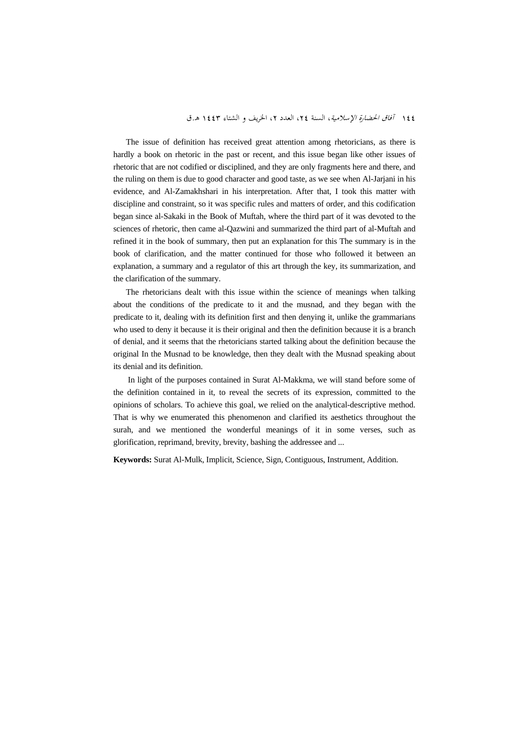The issue of definition has received great attention among rhetoricians, as there is hardly a book on rhetoric in the past or recent, and this issue began like other issues of rhetoric that are not codified or disciplined, and they are only fragments here and there, and the ruling on them is due to good character and good taste, as we see when Al-Jarjani in his evidence, and Al-Zamakhshari in his interpretation. After that, I took this matter with discipline and constraint, so it was specific rules and matters of order, and this codification began since al-Sakaki in the Book of Muftah, where the third part of it was devoted to the sciences of rhetoric, then came al-Qazwini and summarized the third part of al-Muftah and refined it in the book of summary, then put an explanation for this The summary is in the book of clarification, and the matter continued for those who followed it between an explanation, a summary and a regulator of this art through the key, its summarization, and the clarification of the summary.

The rhetoricians dealt with this issue within the science of meanings when talking about the conditions of the predicate to it and the musnad, and they began with the predicate to it, dealing with its definition first and then denying it, unlike the grammarians who used to deny it because it is their original and then the definition because it is a branch of denial, and it seems that the rhetoricians started talking about the definition because the original In the Musnad to be knowledge, then they dealt with the Musnad speaking about its denial and its definition.

In light of the purposes contained in Surat Al-Makkma, we will stand before some of the definition contained in it, to reveal the secrets of its expression, committed to the opinions of scholars. To achieve this goal, we relied on the analytical-descriptive method. That is why we enumerated this phenomenon and clarified its aesthetics throughout the surah, and we mentioned the wonderful meanings of it in some verses, such as glorification, reprimand, brevity, brevity, bashing the addressee and ...

**Keywords:** Surat Al-Mulk, Implicit, Science, Sign, Contiguous, Instrument, Addition.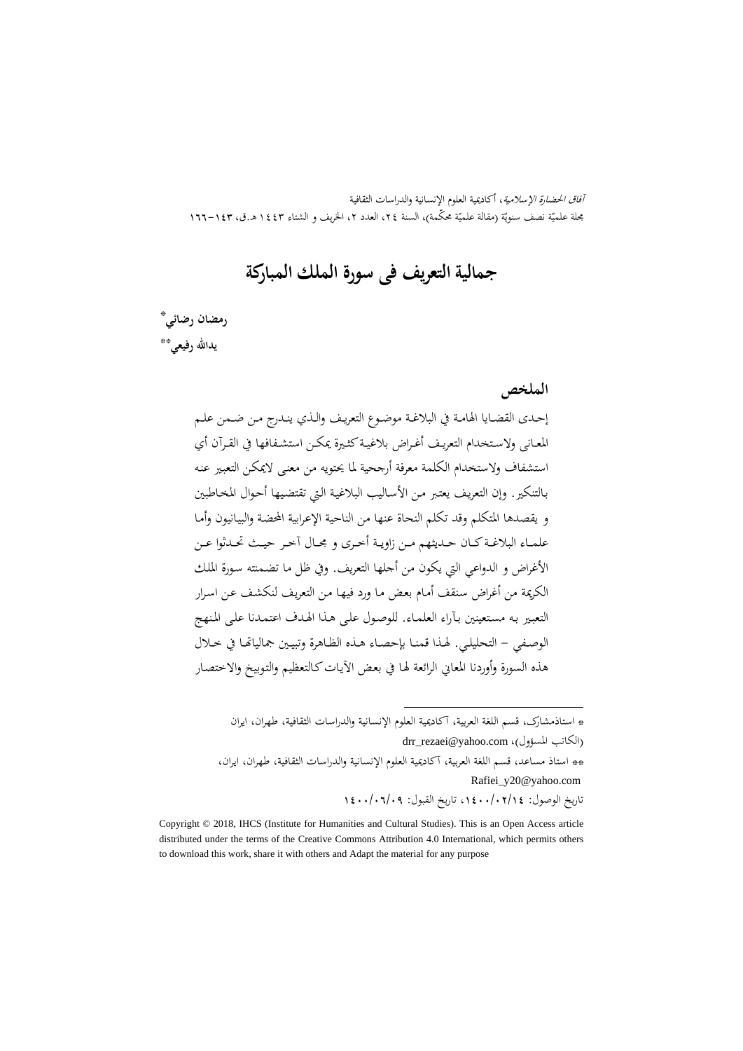# جمالية التعريف فى سورة الملك المباركة

**رمضان رضائي**[*]

**يدالله رفيعي**[**]

## الملخص

إحدى القضايا الهامة في البلاغة موضوع التعريف والذي يندرج من ضمن علم المعانى ولاستخدام التعريف أغراض بلاغية كثيرة يمكن استشفافها في القرآن أي استشفاف ولاستخدام الكلمة معرفة أرجحية لما يحتويه من معنى لايمكن التعبير عنه بالتنكير. وإن التعريف يعتبر من الأساليب البلاغية التي تقتضيها أحوال المخاطبين و يقصدها المتكلم وقد تكلم عنها النحاة من الناحية الإعرابية المحضة والبيانيون وأما علماء البلاغة كان حديثهم من زاوية أخرى و مجال آخر حيث تحدثوا عن الأغراض و الدواعي التي يكون من أجلها التعريف. وفي ظل ما تضمنته سورة الملك الكريمة من أغراض سنقف أمام بعض ما ورد فيها من التعريف لنكشف عن اسرار التعبير به مستعينين بآراء العلماء. للوصول على هذا الهدف اعتمدنا على المنهج الوصفي – التحليلي. لهذا قمنا بإحصاء هذه الظاهرة وتبيين جمالياتها في خلال هذه السورة وأوردنا المعاني الرائعة لها في بعض الآيات كالتعظيم والتوبيخ والاختصار

---

* استاذمشارك، قسم اللغة العربية، آكاديمية العلوم الإنسانية والدراسات الثقافية، طهران، ايران (الكاتب المسؤول)، drr_rezaei@yahoo.com

** استاذ مساعد، قسم اللغة العربية، آكاديمية العلوم الإنسانية والدراسات الثقافية، طهران، ايران، Rafiei_y20@yahoo.com

تاريخ الوصول: ١٤٠٠/٠٢/١٤، تاريخ القبول: ١٤٠٠/٠٦/٠٩

Copyright © 2018, IHCS (Institute for Humanities and Cultural Studies). This is an Open Access article distributed under the terms of the Creative Commons Attribution 4.0 International, which permits others to download this work, share it with others and Adapt the material for any purpose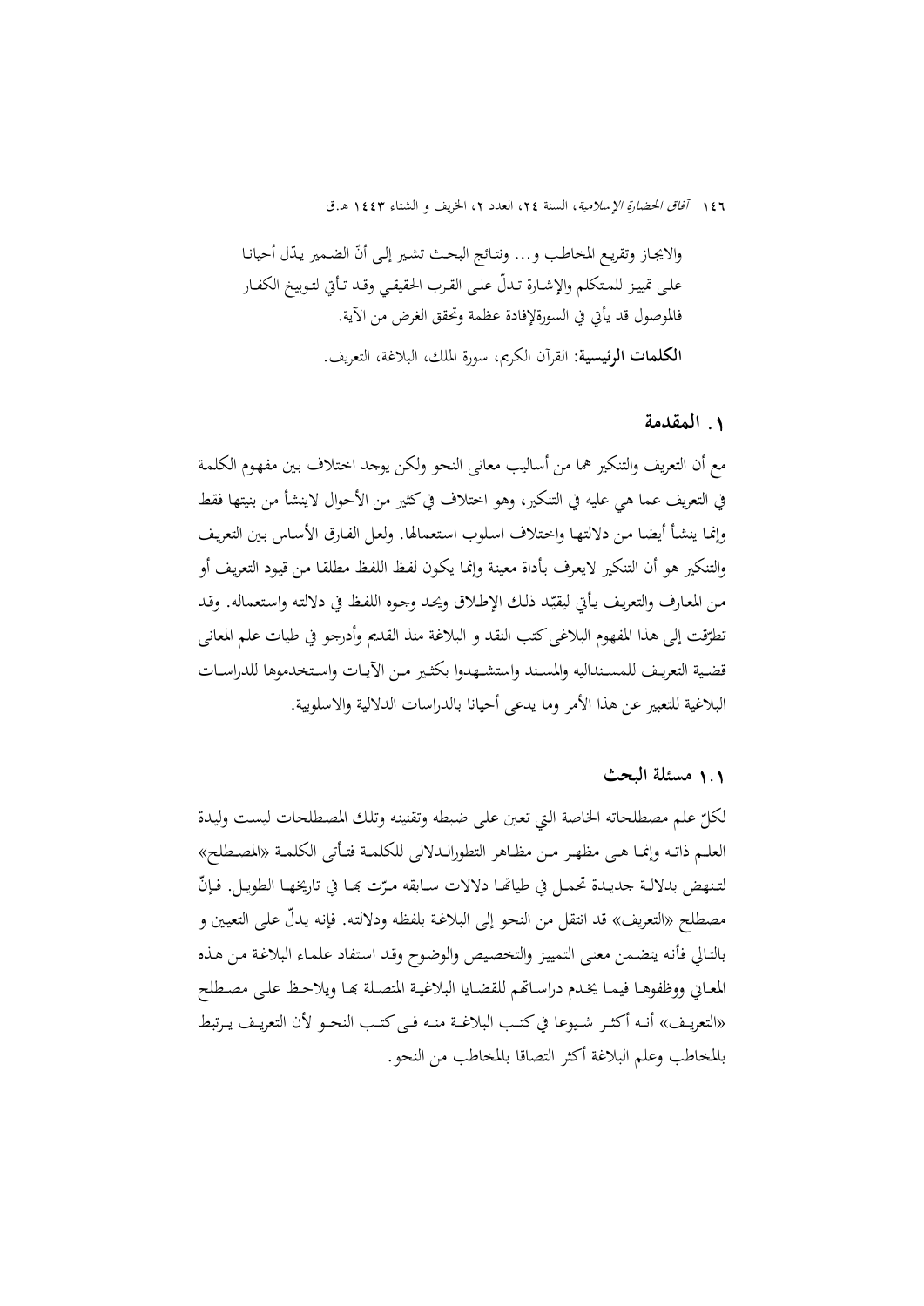والایجاز وتقريع المخاطب و... ونتائج البحث تشير إلى أنّ الضمير يدّل أحيانا على تمييز للمتكلم والإشارة تدلّ على القرب الحقيقي وقد تأتي لتوبيخ الكفار فالموصول قد يأتي في السورةلإفادة عظمة وتحقق الغرض من الآية.

**الكلمات الرئيسية**: القرآن الكريم، سورة الملك، البلاغة، التعريف.

## ۱. المقدمة

مع أن التعريف والتنكير هما من أساليب معاني النحو ولكن يوجد اختلاف بين مفهوم الكلمة في التعريف عما هي عليه في التنكير، وهو اختلاف في كثير من الأحوال لاينشأ من بنيتها فقط وإنما ينشأ أيضا من دلالتها واختلاف اسلوب استعمالها. ولعل الفارق الأساس بين التعريف والتنكير هو أن التنكير لايعرف بأداة معينة وإنما يكون لفظ اللفظ مطلقا من قيود التعريف أو من المعارف والتعريف يأتي ليقيّد ذلك الإطلاق ويحد وجوه اللفظ في دلالته واستعماله. وقد تطرّقت إلى هذا المفهوم البلاغی کتب النقد و البلاغة منذ القديم وأدرجو في طيات علم المعانی قضية التعريف للمسنداليه والمسند واستشهدوا بكثير من الآيات واستخدموها للدراسات البلاغية للتعبير عن هذا الأمر وما يدعى أحيانا بالدراسات الدلالية والاسلوبية.

### ۱.۱ مسئلة البحث

لكلّ علم مصطلحاته الخاصة التي تعين على ضبطه وتقنينه وتلك المصطلحات ليست وليدة العلم ذاته وإنما هي مظهر من مظاهر التطورالدلالي للكلمة فتأتي الكلمة «المصطلح» لتنهض بدلالة جديدة تحمل في طياتها دلالات سابقه مرّت بها في تاريخها الطويل. فإنّ مصطلح «التعريف» قد انتقل من النحو إلى البلاغة بلفظه ودلالته. فإنه يدلّ على التعيين و بالتالي فأنه يتضمن معنى التمييز والتخصيص والوضوح وقد استفاد علماء البلاغة من هذه المعاني ووظفوها فيما يخدم دراساتهم للقضايا البلاغية المتصلة بها ويلاحظ على مصطلح «التعريف» أنه أكثر شيوعا في كتب البلاغة منه في كتب النحو لأن التعريف يرتبط بالمخاطب وعلم البلاغة أكثر التصاقا بالمخاطب من النحو.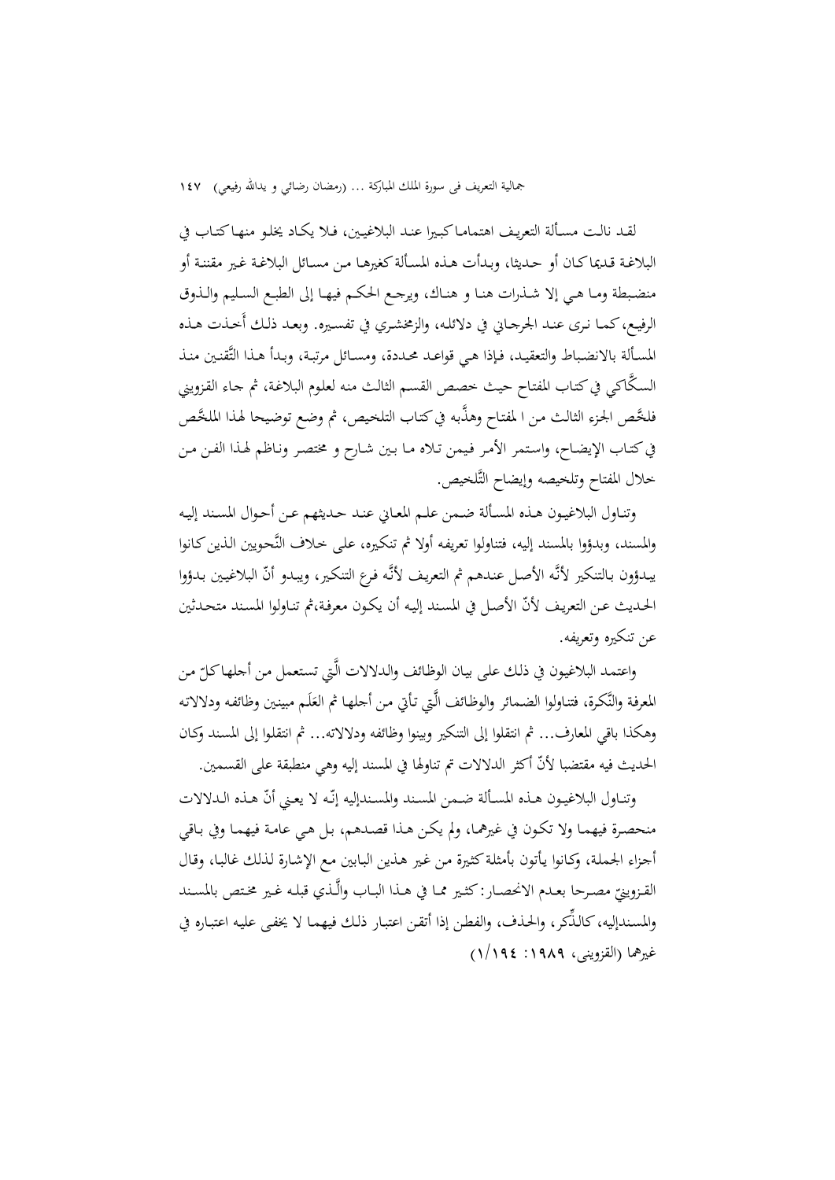لقد نالت مسألة التعريف اهتماما كبيرا عند البلاغيين، فلا يكاد يخلو منها كتاب في البلاغة قديما كان أو حديثا، وبدأت هذه المسألة كغيرها من مسائل البلاغة غير مقننة أو منضبطة وما هي إلا شذرات هنا و هناك، ويرجع الحكم فيها إلى الطبع السليم والذوق الرفيع، كما نرى عند الجرجاني في دلائله، والزمخشري في تفسيره. وبعد ذلك أخذت هذه المسألة بالانضباط والتعقيد، فإذا هي قواعد محددة، ومسائل مرتبة، وبدأ هذا التَّقنين منذ السكَّاكي في كتاب المفتاح حيث خصص القسم الثالث منه لعلوم البلاغة، ثم جاء القزويني فلخَّص الجزء الثالث من ا لمفتاح وهذَّبه في كتاب التلخيص، ثم وضع توضيحا لهذا الملخَّص في كتاب الإيضاح، واستمر الأمر فيمن تلاه ما بين شارح و مختصر وناظم لهذا الفن من خلال المفتاح وتلخيصه وإيضاح التَّلخيص.

وتناول البلاغيون هذه المسألة ضمن علم المعاني عند حديثهم عن أحوال المسند إليه والمسند، وبدؤوا بالمسند إليه، فتناولوا تعريفه أولا ثم تنكيره، على خلاف النَّحويين الذين كانوا يبدؤون بالتنكير لأنَّه الأصل عندهم ثم التعريف لأنَّه فرع التنكير، ويبدو أنّ البلاغيين بدؤوا الحديث عن التعريف لأنّ الأصل في المسند إليه أن يكون معرفة،ثم تناولوا المسند متحدثين عن تنكيره وتعريفه.

واعتمد البلاغيون في ذلك على بيان الوظائف والدلالات الَّتي تستعمل من أجلها كلّ من المعرفة والنَّكرة، فتناولوا الضمائر والوظائف الَّتي تأتي من أجلها ثم العَلم مبينين وظائفه ودلالاته وهكذا باقي المعارف... ثم انتقلوا إلى التنكير وبينوا وظائفه ودلالاته... ثم انتقلوا إلى المسند وكان الحديث فيه مقتضبا لأنّ أكثر الدلالات تم تناولها في المسند إليه وهي منطبقة على القسمين.

وتناول البلاغيون هذه المسألة ضمن المسند والمسندإليه إنّه لا يعني أنّ هذه الدلالات منحصرة فيهما ولا تكون في غيرهما، ولم يكن هذا قصدهم، بل هي عامة فيهما وفي باقي أجزاء الجملة، وكانوا يأتون بأمثلة كثيرة من غير هذين البابين مع الإشارة لذلك غالبا، وقال القزوينيّ مصرحا بعدم الانحصار: كثير مما في هذا الباب والَّذي قبله غير مختص بالمسند والمسندإليه، كالذِّكر، والحذف، والفطن إذا أتقن اعتبار ذلك فيهما لا يخفى عليه اعتباره في غيرهما (القزويني، ١٩٨٩: ١/١٩٤)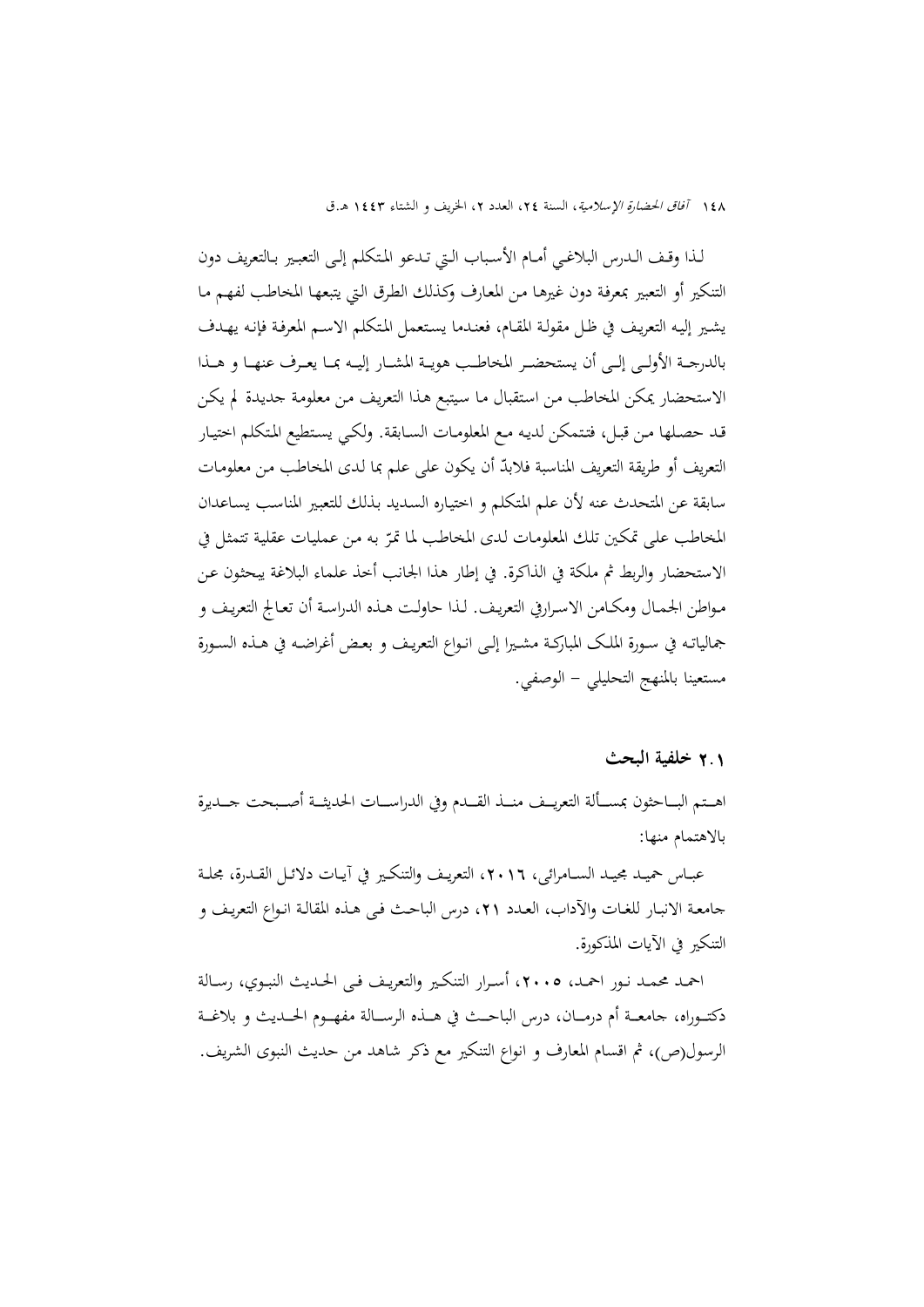لـذا وقـف الـدرس البلاغـي أمـام الأسـباب الـتي تـدعو المتكلم إلـى التعبير بـالتعريف دون التنكير أو التعبير بمعرفة دون غيرها من المعارف وكذلك الطرق التي يتبعها المخاطب لفهـم مـا يشير إليه التعريف في ظل مقولة المقام، فعندما يستعمل المتكلم الاسـم المعرفة فإنه يهـدف بالدرجـة الأولـى إلـى أن يستحضـر المخاطـب هويـة المشـار إليـه بمـا يعـرف عنهـا و هـذا الاستحضار يمكن المخاطب من استقبال ما سيتبع هذا التعريف من معلومة جديدة لم يكن قد حصلها من قبل، فتتمكن لديه مع المعلومات السابقة. ولكـي يستطيع المتكلم اختيار التعريف أو طريقة التعريف المناسبة فلابدّ أن يكون على علم بما لدى المخاطب من معلومات سابقة عن المتحدث عنه لأن علم المتكلم و اختياره السديد بذلك للتعبير المناسب يساعدان المخاطب على تمكين تلك المعلومات لدى المخاطب لما تمرّ به من عمليات عقلية تتمثل في الاستحضار والربط ثم ملكة في الذاكرة. في إطار هذا الجانب أخذ علماء البلاغة يبحثون عـن مواطن الجمال ومكامن الاسرارفي التعريف. لـذا حاولـت هـذه الدراسـة أن تعـالج التعريـف و جمالياتـه في سـورة الملک المبارکـة مشيرا إلـى انـواع التعريـف و بعـض أغراضـه في هـذه السـورة مستعينا بالمنهج التحليلي – الوصفي.

### ٢.١ خلفية البحث

اهـتم البـاحثون بمسـألة التعريـف منـذ القـدم وفي الدراسـات الحديثـة أصـبحت جـديرة بالاهتمام منها:

عبـاس حميـد مجيـد السـامرائی، ٢٠١٦، التعريـف والتنكـير في آيـات دلائـل القـدرة، مجلـة جامعة الانبار للغات والآداب، العدد ٢١، درس الباحـث فـی هـذه المقالـة انـواع التعريـف و التنكير في الآيات المذكورة.

احمـد محمـد نـور احمـد، ٢٠٠٥، أسـرار التنكـير والتعريـف فـی الحـديث النبـوي، رسـالة دکتـوراه، جامعـة أم درمـان، درس الباحـث في هـذه الرسـالة مفهـوم الحـديث و بلاغـة الرسول(ص)، ثم اقسام المعارف و انواع التنكير مع ذکر شاهد من حديث النبوی الشريف.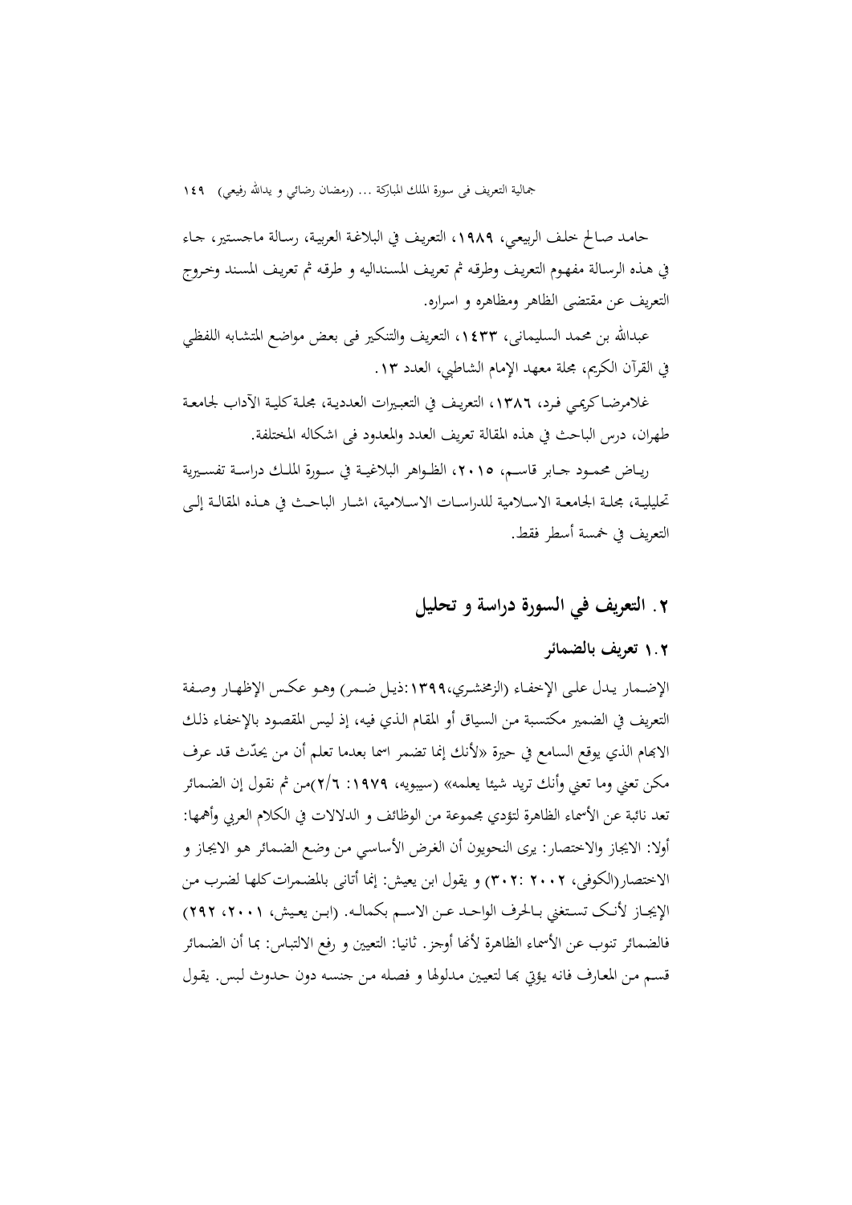حامد صالح خلف الربيعي، ١٩٨٩، التعريف في البلاغة العربية، رسالة ماجستير، جاء في هذه الرسالة مفهوم التعريف وطرقه ثم تعريف المسنداليه و طرقه ثم تعريف المسند وخروج التعريف عن مقتضى الظاهر ومظاهره و اسراره.

عبدالله بن محمد السليماني، ١٤٣٣، التعريف والتنكير في بعض مواضع المتشابه اللفظي في القرآن الكريم، مجلة معهد الإمام الشاطبي، العدد ١٣.

غلامرضا كريمي فرد، ١٣٨٦، التعريف في التعبيرات العددية، مجلة كلية الآداب لجامعة طهران، درس الباحث في هذه المقالة تعريف العدد والمعدود في اشكاله المختلفة.

رياض محمود جابر قاسم، ٢٠١٥، الظواهر البلاغية في سورة الملك دراسة تفسيرية تحليلية، مجلة الجامعة الاسلامية للدراسات الاسلامية، اشار الباحث في هذه المقالة إلى التعريف في خمسة أسطر فقط.

## ٢. التعريف في السورة دراسة و تحليل

### ١.٢ تعريف بالضمائر

الإضمار يدل على الإخفاء (الزمخشري،١٣٩٩:ذيل ضمر) وهو عكس الإظهار وصفة التعريف في الضمير مكتسبة من السياق أو المقام الذي فيه، إذ ليس المقصود بالإخفاء ذلك الابهام الذي يوقع السامع في حيرة «لأنك إنما تضمر اسما بعدما تعلم أن من يحدّث قد عرف مكن تعني وما تعني وأنك تريد شيئا يعلمه» (سيبويه، ١٩٧٩: ٢/٦)من ثم نقول إن الضمائر تعد نائبة عن الأسماء الظاهرة لتؤدي مجموعة من الوظائف و الدلالات في الكلام العربي وأهمها: أولا: الايجاز والاختصار: يرى النحويون أن الغرض الأساسي من وضع الضمائر هو الايجاز و الاختصار(الكوفي، ٢٠٠٢ :٣٠٢) و يقول ابن يعيش: إنما أتاني بالمضمرات كلها لضرب من الإيجاز لأنک تستغني بالحرف الواحد عن الاسم بكماله. (ابن يعيش، ٢٠٠١، ٢٩٢) فالضمائر تنوب عن الأسماء الظاهرة لأنها أوجز. ثانيا: التعيين و رفع الالتباس: بما أن الضمائر قسم من المعارف فانه يؤتى بها لتعيين مدلولها و فصله من جنسه دون حدوث لبس. يقول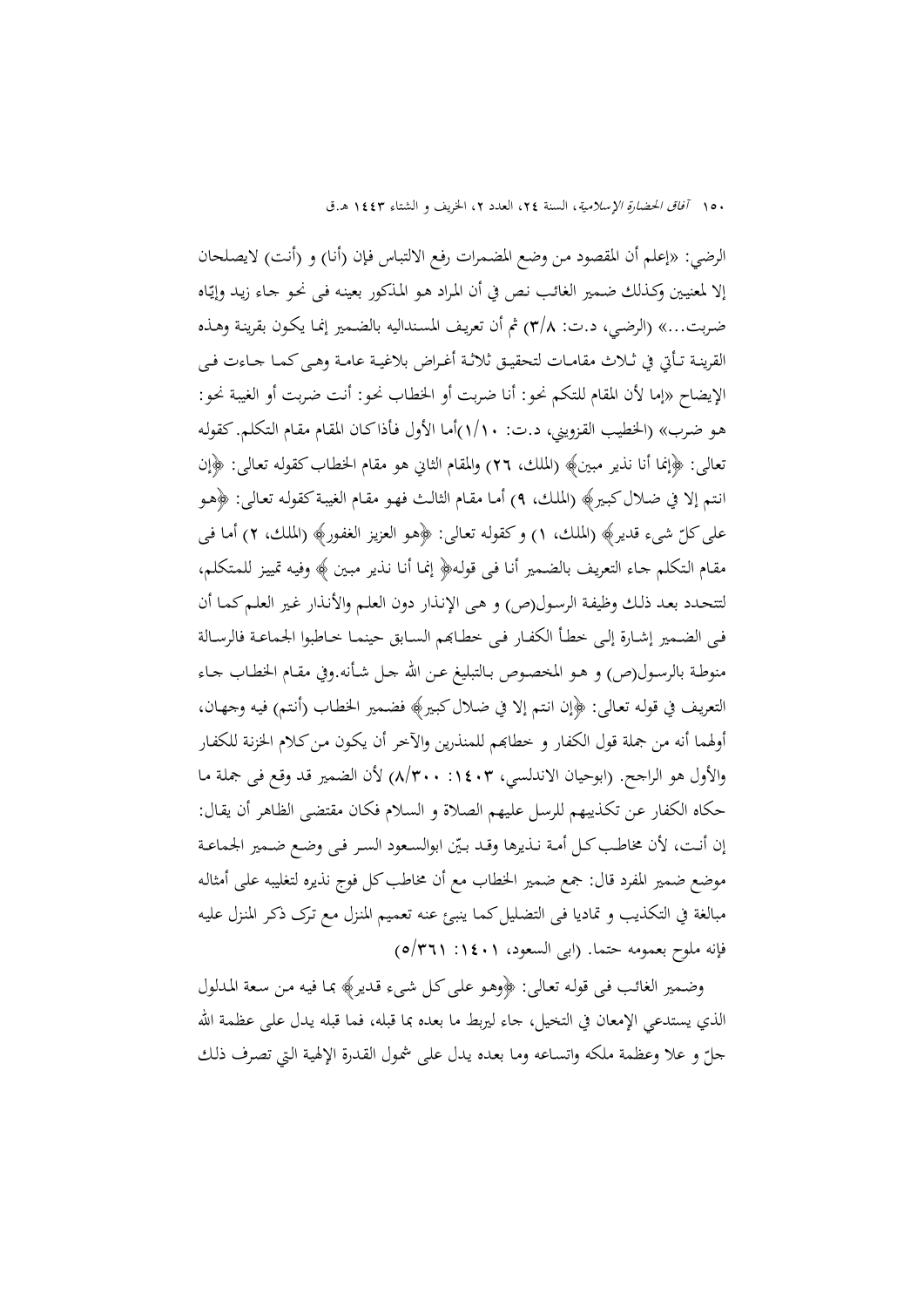الرضي: «إعلم أن المقصود من وضع المضمرات رفع الالتباس فإن (أنا) و (أنت) لايصلحان إلا لمعنيين وكذلك ضمير الغائب نص في أن المراد هو المذكور بعينه في نحو جاء زيد وإيّاه ضربت...» (الرضي، د.ت: ٣/٨) ثم أن تعريف المسنداليه بالضمير إنما يكون بقرينة وهذه القرينة تأتي في ثلاث مقامات لتحقيق ثلاثة أغراض بلاغية عامة وهي كما جاءت في الإيضاح «إما لأن المقام للتكم نحو: أنا ضربت أو الخطاب نحو: أنت ضربت أو الغيبة نحو: هو ضرب» (الخطيب القزويني، د.ت: ١/١٠)أما الأول فأذا كان المقام مقام التكلم. كقوله تعالى: ﴿إنما أنا نذير مبين﴾ (الملك، ٢٦) والمقام الثاني هو مقام الخطاب كقوله تعالى: ﴿إن انتم إلا في ضلال كبير﴾ (الملك، ٩) أما مقام الثالث فهو مقام الغيبة كقوله تعالى: ﴿هو على كلّ شيء قدير﴾ (الملك، ١) و كقوله تعالى: ﴿هو العزيز الغفور﴾ (الملك، ٢) أما في مقام التكلم جاء التعريف بالضمير أنا في قوله﴿ إنما أنا نذير مبين ﴾ وفيه تمييز للمتكلم، لتتحدد بعد ذلك وظيفة الرسول(ص) و هي الإنذار دون العلم والأنذار غير العلم كما أن في الضمير إشارة إلى خطأ الكفار في خطابهم السابق حينما خاطبوا الجماعة فالرسالة منوطة بالرسول(ص) و هو المخصوص بالتبليغ عن الله جل شأنه.وفي مقام الخطاب جاء التعريف في قوله تعالى: ﴿إن انتم إلا في ضلال كبير﴾ فضمير الخطاب (أنتم) فيه وجهان، أولهما أنه من جملة قول الكفار و خطابهم للمنذرين والآخر أن يكون من كلام الخزنة للكفار والأول هو الراجح. (ابوحيان الاندلسي، ١٤٠٣: ٨/٣٠٠) لأن الضمير قد وقع في جملة ما حكاه الكفار عن تكذيبهم للرسل عليهم الصلاة و السلام فكان مقتضى الظاهر أن يقال: إن أنت، لأن مخاطب كل أمة نذيرها وقد بيّن ابوالسعود السر في وضع ضمير الجماعة موضع ضمير المفرد قال: جمع ضمير الخطاب مع أن مخاطب كل فوج نذيره لتغليبه على أمثاله مبالغة في التكذيب و تماديا في التضليل كما ينبئ عنه تعميم المنزل مع ترک ذكر المنزل عليه فإنه ملوح بعمومه حتما. (ابى السعود، ١٤٠١: ٥/٣٦١)

وضمير الغائب في قوله تعالى: ﴿وهو على كل شيء قدير﴾ بما فيه من سعة المدلول الذي يستدعي الإمعان في التخيل، جاء ليربط ما بعده بما قبله، فما قبله يدل على عظمة الله جلّ و علا وعظمة ملكه واتساعه وما بعده يدل على شمول القدرة الإلهية التي تصرف ذلك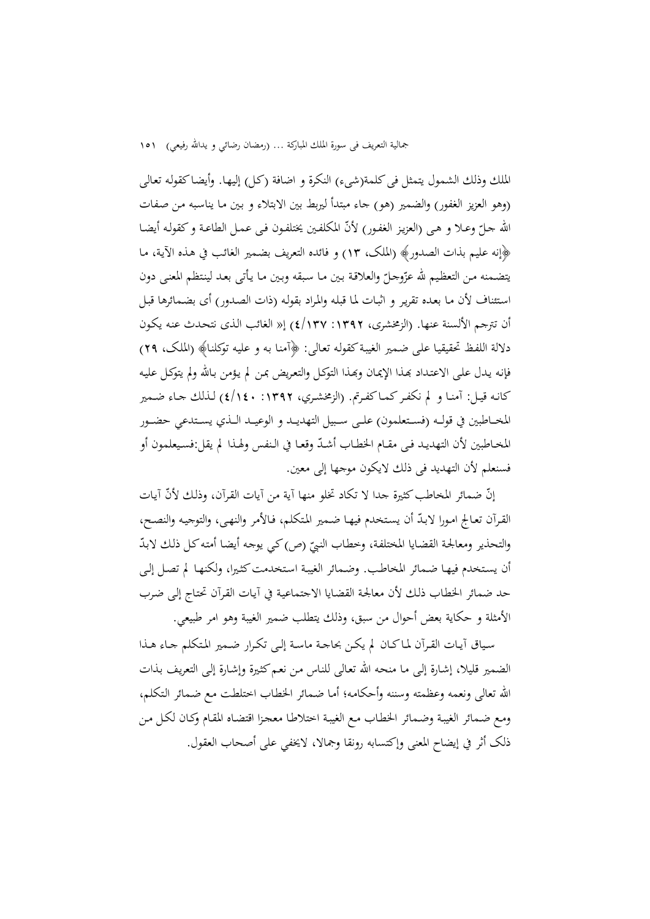الملك وذلك الشمول يتمثل في كلمة(شيء) النكرة و اضافة (كل) إليها. وأيضا كقوله تعالى (وهو العزيز الغفور) والضمير (هو) جاء مبتدأ ليربط بين الابتلاء و بين ما يناسبه من صفات الله جلّ وعلا و هي (العزيز الغفور) لأنّ المكلفين يختلفون في عمل الطاعة و كقوله أيضا ﴿إنه عليم بذات الصدور﴾ (الملک، ١٣) و فائده التعريف بضمير الغائب في هذه الآية، ما يتضمنه من التعظيم لله عزّوجلّ والعلاقة بين ما سبقه وبين ما يأتي بعد لينتظم المعنى دون استئناف لأن ما بعده تقرير و اثبات لما قبله والمراد بقوله (ذات الصدور) أی بضمائرها قبل أن تترجم الألسنة عنها. (الزمخشری، ١٣٩٢: ٤/١٣٧) إ« الغائب الذی نتحدث عنه يكون دلالة اللفظ تحقيقيا على ضمير الغيبة كقوله تعالى: ﴿آمنا به و عليه توكلنا﴾ (الملک، ٢٩) فإنه يدل على الاعتداد بهذا الإيمان وبهذا التوكل والتعريض بمن لم يؤمن بالله ولم يتوكل عليه كانه قيل: آمنا و لم نكفر كما كفرتم. (الزمخشري، ١٣٩٢: ٤/١٤٠) لذلك جاء ضمير المخاطبين في قوله (فستعلمون) على سبيل التهديد و الوعيد الذي يستدعي حضور المخاطبين لأن التهديد في مقام الخطاب أشدّ وقعا في النفس ولهذا لم يقل:فسيعلمون أو فسنعلم لأن التهديد في ذلك لايكون موجها إلى معين.

إنّ ضمائر المخاطب كثيرة جدا لا تكاد تخلو منها آية من آيات القرآن، وذلك لأنّ آيات القرآن تعالج امورا لابدّ أن يستخدم فيها ضمير المتكلم، فالأمر والنهي، والتوجيه والنصح، والتحذير ومعالجة القضايا المختلفة، وخطاب النبيّ (ص) كي يوجه أيضا أمته كل ذلك لابدّ أن يستخدم فيها ضمائر المخاطب. وضمائر الغيبة استخدمت كثيرا، ولكنها لم تصل إلى حد ضمائر الخطاب ذلك لأن معالجة القضايا الاجتماعية في آيات القرآن تحتاج إلى ضرب الأمثلة و حكاية بعض أحوال من سبق، وذلك يتطلب ضمير الغيبة وهو امر طبيعي.

سياق آيات القرآن لما كان لم يكن بحاجة ماسة إلى تكرار ضمير المتكلم جاء هذا الضمير قليلا، إشارة إلى ما منحه الله تعالى للناس من نعم كثيرة وإشارة إلى التعريف بذات الله تعالى ونعمه وعظمته وسننه وأحكامه؛ أما ضمائر الخطاب اختلطت مع ضمائر التكلم، ومع ضمائر الغيبة وضمائر الخطاب مع الغيبة اختلاطا معجزا اقتضاه المقام وكان لكل من ذلک أثر في إيضاح المعنى وإكتسابه رونقا وجمالا، لايخفي على أصحاب العقول.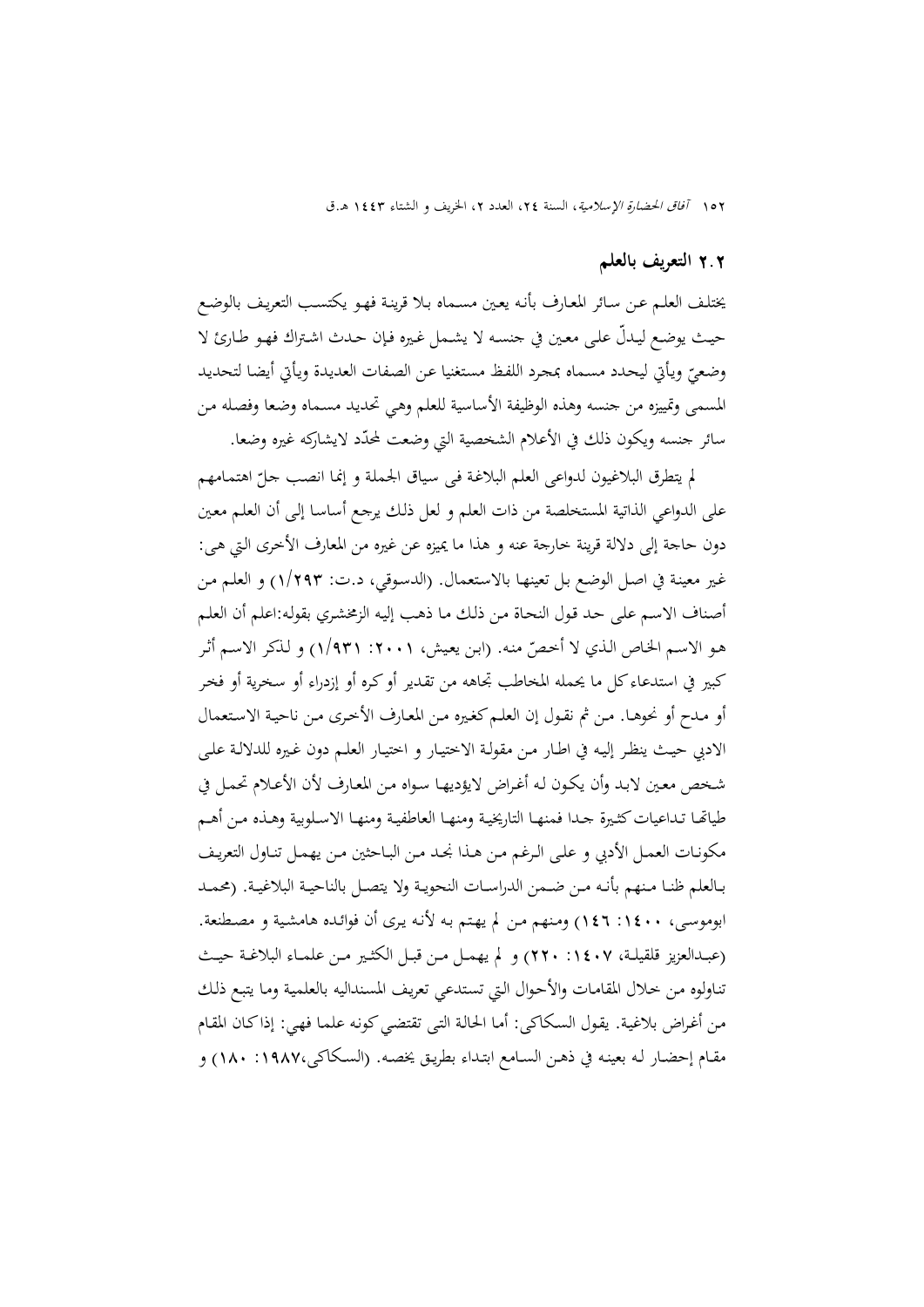## ٢.٢ التعريف بالعلم

يختلف العلم عن سائر المعارف بأنه يعين مسماه بلا قرينة فهو يكتسب التعريف بالوضع حيث يوضع ليدلّ على معين في جنسه لا يشمل غيره فإن حدث اشتراك فهو طارئ لا وضعيّ ويأتي ليحدد مسماه بمجرد اللفظ مستغنيا عن الصفات العديدة ويأتي أيضا لتحديد المسمى وتمييزه من جنسه وهذه الوظيفة الأساسية للعلم وهي تحديد مسماه وضعا وفصله من سائر جنسه ويكون ذلك في الأعلام الشخصية التي وضعت لمحدّد لايشاركه غيره وضعا.

لم يتطرق البلاغيون لدواعي العلم البلاغة في سياق الجملة و إنما انصب جلّ اهتمامهم على الدواعي الذاتية المستخلصة من ذات العلم و لعل ذلك يرجع أساسا إلى أن العلم معين دون حاجة إلى دلالة قرينة خارجة عنه و هذا ما يميزه عن غيره من المعارف الأخرى التي هي: غير معينة في اصل الوضع بل تعينها بالاستعمال. (الدسوقي، د.ت: ١/٢٩٣) و العلم من أصناف الاسم على حد قول النحاة من ذلك ما ذهب إليه الزمخشري بقوله:اعلم أن العلم هو الاسم الخاص الذي لا أخصّ منه. (ابن يعيش، ٢٠٠١: ١/٩٣١) و لذكر الاسم أثر كبير في استدعاء كل ما يحمله المخاطب تجاهه من تقدير أو كره أو إزدراء أو سخرية أو فخر أو مدح أو نحوها. من ثم نقول إن العلم كغيره من المعارف الأخرى من ناحية الاستعمال الادبي حيث ينظر إليه في اطار من مقولة الاختيار و اختيار العلم دون غيره للدلالة على شخص معين لابد وأن يكون له أغراض لايؤديها سواه من المعارف لأن الأعلام تحمل في طياتها تداعيات كثيرة جدا فمنها التاريخية ومنها العاطفية ومنها الاسلوبية وهذه من أهم مكونات العمل الأدبي و على الرغم من هذا نجد من الباحثين من يهمل تناول التعريف بالعلم ظنا منهم بأنه من ضمن الدراسات النحوية ولا يتصل بالناحية البلاغية. (محمد ابوموسى، ١٤٠٠: ١٤٦) ومنهم من لم يهتم به لأنه يرى أن فوائده هامشية و مصطنعة. (عبدالعزيز قلقيلة، ١٤٠٧: ٢٢٠) و لم يهمل من قبل الكثير من علماء البلاغة حيث تناولوه من خلال المقامات والأحوال التي تستدعي تعريف المسنداليه بالعلمية وما يتبع ذلك من أغراض بلاغية. يقول السكاكي: أما الحالة التي تقتضي كونه علما فهي: إذاكان المقام مقام إحضار له بعينه في ذهن السامع ابتداء بطريق يخصه. (السكاكي،١٩٨٧: ١٨٠) و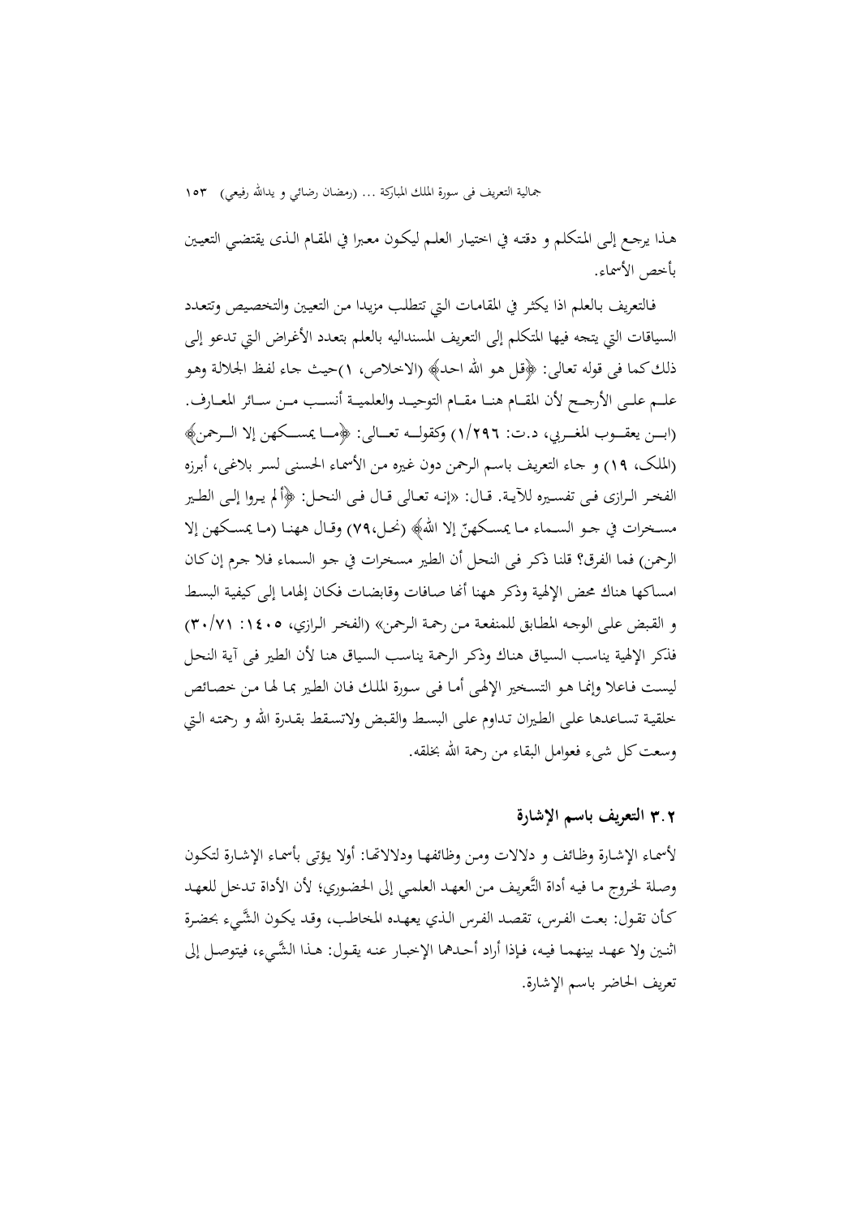هذا يرجع إلى المتكلم و دقته في اختيار العلم ليكون معبرا في المقام الذى يقتضي التعيين بأخص الأسماء.

فالتعريف بالعلم اذا يكثر في المقامات التي تتطلب مزيدا من التعيين والتخصيص وتتعدد السياقات التي يتجه فيها المتكلم إلى التعريف المسنداليه بالعلم بتعدد الأغراض التي تدعو إلى ذلك كما فى قوله تعالى: ﴿قل هو الله احد﴾ (الاخلاص، ١)حيث جاء لفظ الجلالة وهو علم على الأرجح لأن المقام هنا مقام التوحيد والعلمية أنسب من سائر المعارف. (ابن يعقوب المغربي، د.ت: ١/٢٩٦) وكقوله تعالى: ﴿ما يمسكهن إلا الرحمن﴾ (الملک، ١٩) و جاء التعريف باسم الرحمن دون غيره من الأسماء الحسنى لسر بلاغى، أبرزه الفخر الرازى فى تفسيره للآية. قال: «إنه تعالى قال فى النحل: ﴿ألم يروا إلى الطير مسخرات في جو السماء ما يمسكهنّ إلا الله﴾ (نحل،٧٩) وقال ههنا (ما يمسكهن إلا الرحمن) فما الفرق؟ قلنا ذكر فى النحل أن الطير مسخرات في جو السماء فلا جرم إن كان امساكها هناك محض الإلهية وذكر ههنا أنها صافات وقابضات فكان إلهاما إلى كيفية البسط و القبض على الوجه المطابق للمنفعة من رحمة الرحمن» (الفخر الرازي، ١٤٠٥: ٣٠/٧١) فذكر الإلهية يناسب السياق هناك وذكر الرحمة يناسب السياق هنا لأن الطير فى آية النحل ليست فاعلا وإنما هو التسخير الإلهى أما فى سورة الملك فان الطير بما لها من خصائص خلقية تساعدها على الطيران تداوم على البسط والقبض ولاتسقط بقدرة الله و رحمته التي وسعت كل شيء فعوامل البقاء من رحمة الله بخلقه.

### ٣.٢ التعريف باسم الإشارة

لأسماء الإشارة وظائف و دلالات ومن وظائفها ودلالاتها: أولا يؤتى بأسماء الإشارة لتكون وصلة لخروج ما فيه أداة التَّعريف من العهد العلمي إلى الحضوري؛ لأن الأداة تدخل للعهد كأن تقول: بعت الفرس، تقصد الفرس الذي يعهده المخاطب، وقد يكون الشَّيء بحضرة اثنين ولا عهد بينهما فيه، فإذا أراد أحدهما الإخبار عنه يقول: هذا الشَّيء، فيتوصل إلى تعريف الحاضر باسم الإشارة.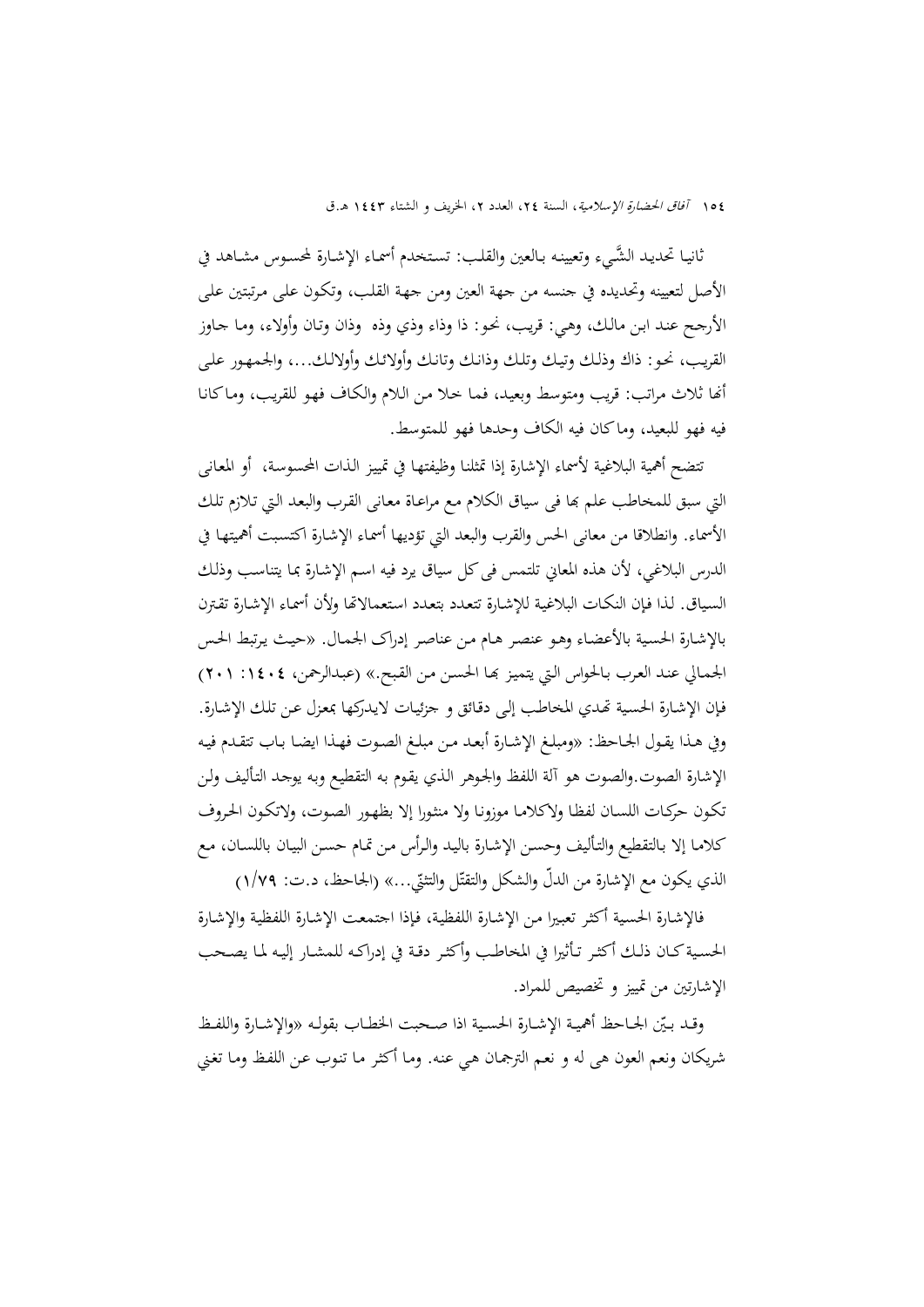ثانيا تحديد الشَّيء وتعيينه بالعين والقلب: تستخدم أسماء الإشارة لمحسوس مشاهد في الأصل لتعيينه وتحديده في جنسه من جهة العين ومن جهة القلب، وتكون على مرتبتين على الأرجح عند ابن مالك، وهي: قريب، نحو: ذا وذاء وذي وذه وذان وتان وأولاء، وما جاوز القريب، نحو: ذاك وذلك وتيك وتلك وذانك وتانك وأولائك وأولالك...، والجمهور على أنها ثلاث مراتب: قريب ومتوسط وبعيد، فما خلا من اللام والكاف فهو للقريب، وما كانا فيه فهو للبعيد، وما كان فيه الكاف وحدها فهو للمتوسط.

تتضح أهمية البلاغية لأسماء الإشارة إذا تمثلنا وظيفتها في تمييز الذات المحسوسة، أو المعانى التي سبق للمخاطب علم بها فى سياق الكلام مع مراعاة معانى القرب والبعد التي تلازم تلك الأسماء. وانطلاقا من معانى الحس والقرب والبعد التي تؤديها أسماء الإشارة اكتسبت أهميتها في الدرس البلاغي، لأن هذه المعاني تلتمس فى كل سياق يرد فيه اسم الإشارة بما يتناسب وذلك السياق. لذا فإن النكات البلاغية للإشارة تتعدد بتعدد استعمالاتها ولأن أسماء الإشارة تقترن بالإشارة الحسية بالأعضاء وهو عنصر هام من عناصر إدراک الجمال. «حيث يرتبط الحس الجمالي عند العرب بالحواس التي يتميز بها الحسن من القبح.» (عبدالرحمن، ١٤٠٤: ٢٠١) فإن الإشارة الحسية تهدي المخاطب إلى دقائق و جزئيات لايدركها بمعزل عن تلك الإشارة. وفي هذا يقول الجاحظ: «ومبلغ الإشارة أبعد من مبلغ الصوت فهذا ايضا باب تتقدم فيه الإشارة الصوت.والصوت هو آلة اللفظ والجوهر الذي يقوم به التقطيع وبه يوجد التأليف ولن تكون حركات اللسان لفظا ولاكلاما موزونا ولا منثورا إلا بظهور الصوت، ولاتكون الحروف كلاما إلا بالتقطيع والتأليف وحسن الإشارة باليد والرأس من تمام حسن البيان باللسان، مع الذي يكون مع الإشارة من الدلّ والشكل والتقتّل والتثنّي...» (الجاحظ، د.ت: ١/٧٩)

فالإشارة الحسية أكثر تعبيرا من الإشارة اللفظية، فإذا اجتمعت الإشارة اللفظية والإشارة الحسية كان ذلك أكثر تأثيرا في المخاطب وأكثر دقة في إدراكه للمشار إليه لما يصحب الإشارتين من تمييز و تخصيص للمراد.

وقد بيّن الجاحظ أهمية الإشارة الحسية اذا صحبت الخطاب بقوله «والإشارة واللفظ شريكان ونعم العون هى له و نعم الترجمان هي عنه. وما أكثر ما تنوب عن اللفظ وما تغني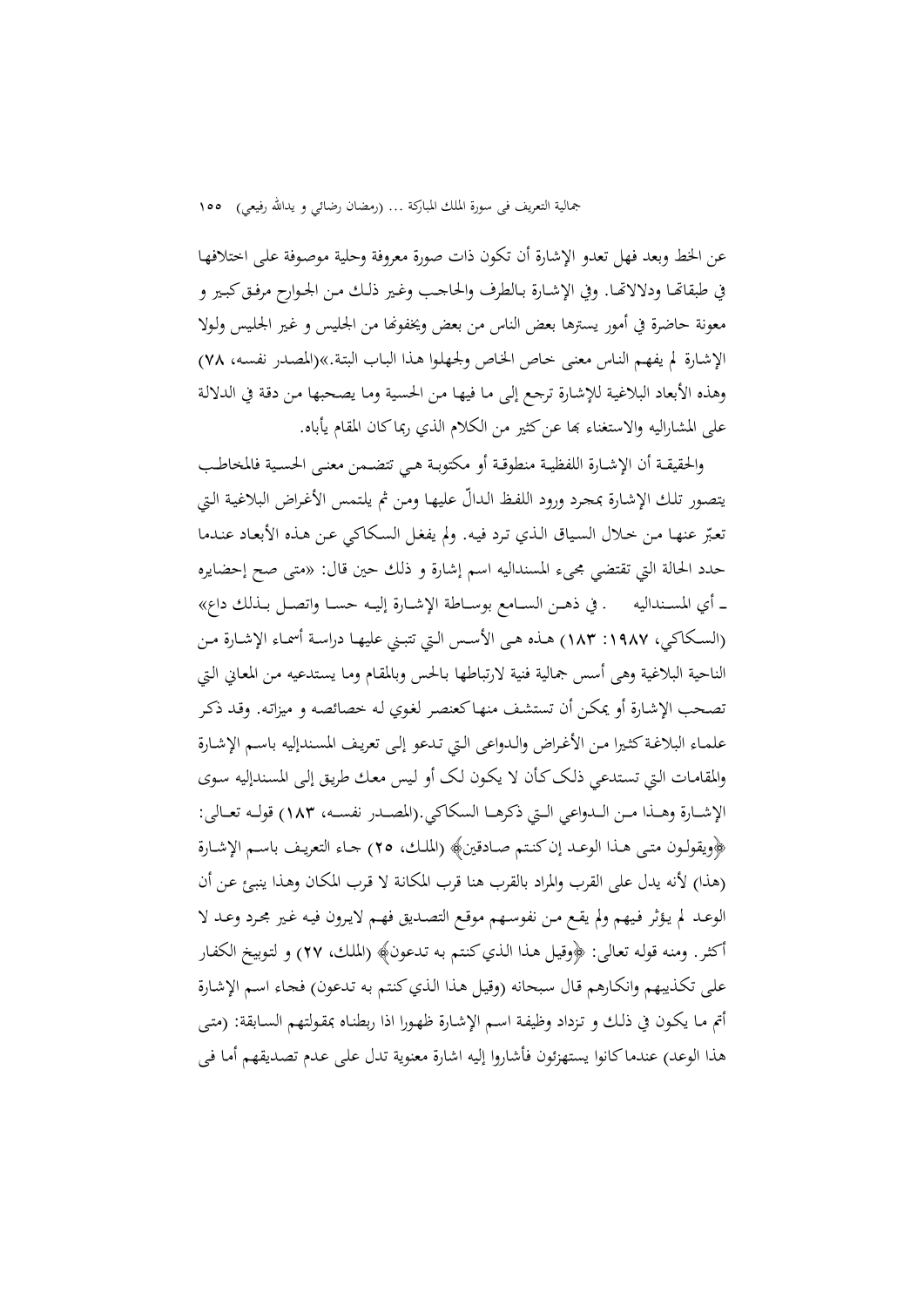عن الخط وبعد فهل تعدو الإشارة أن تكون ذات صورة معروفة وحلية موصوفة على اختلافها في طبقاتها ودلالاتها. وفي الإشارة بالطرف والحاجب وغير ذلك من الجوارح مرفق كبير و معونة حاضرة في أمور يسترها بعض الناس من بعض ويخفونها من الجليس و غير الجليس ولولا الإشارة لم يفهم الناس معنى خاص الخاص ولجهلوا هذا الباب البتة.»(المصدر نفسه، ٧٨) وهذه الأبعاد البلاغية للإشارة ترجع إلى ما فيها من الحسية وما يصحبها من دقة في الدلالة على المشاراليه والاستغناء بها عن كثير من الكلام الذي ربما كان المقام يأباه.

والحقيقة أن الإشارة اللفظية منطوقة أو مكتوبة هي تتضمن معنى الحسية فالمخاطب يتصور تلك الإشارة بمجرد ورود اللفظ الدالّ عليها ومن ثم يلتمس الأغراض البلاغية التي تعبّر عنها من خلال السياق الذي ترد فيه. ولم يغفل السكاكي عن هذه الأبعاد عندما حدد الحالة التي تقتضي مجيء المسنداليه اسم إشارة و ذلك حين قال: «متى صح إحضايره ـ أي المسنداليه . في ذهن السامع بوساطة الإشارة إليه حسا واتصل بذلك داع» (السكاكي، ١٩٨٧: ١٨٣) هذه هي الأسس التي تتبني عليها دراسة أسماء الإشارة من الناحية البلاغية وهي أسس جمالية فنية لارتباطها بالحس وبالمقام وما يستدعيه من المعاني التي تصحب الإشارة أو يمكن أن تستشف منها كعنصر لغوي له خصائصه و ميزاته. وقد ذكر علماء البلاغة كثيرا من الأغراض والدواعي التي تدعو إلى تعريف المسنداليه باسم الإشارة والمقامات التي تستدعي ذلک كأن لا يكون لک أو ليس معك طريق إلى المسنداليه سوى الإشارة وهذا من الدواعي التي ذكرها السكاكي.(المصدر نفسه، ١٨٣) قوله تعالى: ﴿ويقولون متى هذا الوعد إن كنتم صادقين﴾ (الملك، ٢٥) جاء التعريف باسم الإشارة (هذا) لأنه يدل على القرب والمراد بالقرب هنا قرب المكانة لا قرب المكان وهذا ينبئ عن أن الوعد لم يؤثر فيهم ولم يقع من نفوسهم موقع التصديق فهم لايرون فيه غير مجرد وعد لا أكثر. ومنه قوله تعالى: ﴿وقيل هذا الذي كنتم به تدعون﴾ (الملك، ٢٧) و لتوبيخ الكفار على تكذيبهم وانكارهم قال سبحانه (وقيل هذا الذي كنتم به تدعون) فجاء اسم الإشارة أتم ما يكون في ذلك و تزداد وظيفة اسم الإشارة ظهورا اذا ربطناه بمقولتهم السابقة: (متى هذا الوعد) عندما كانوا يستهزئون فأشاروا إليه اشارة معنوية تدل على عدم تصديقهم أما في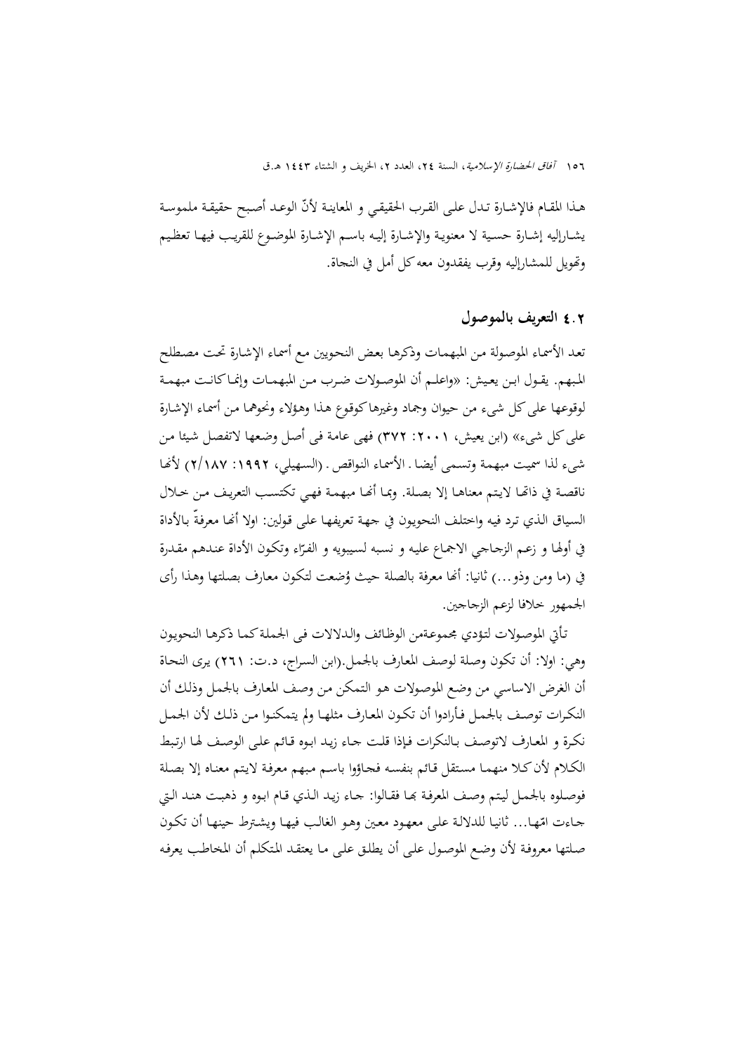هذا المقام فالإشارة تدل على القرب الحقيقي و المعاينة لأنّ الوعد أصبح حقيقة ملموسة يشارإليه إشارة حسية لا معنوية والإشارة إليه باسم الإشارة الموضوع للقريب فيها تعظيم وتهويل للمشارإليه وقرب يفقدون معه كل أمل في النجاة.

## ٤.٢ التعريف بالموصول

تعد الأسماء الموصولة من المبهمات وذكرها بعض النحويين مع أسماء الإشارة تحت مصطلح المبهم. يقول ابن يعيش: «واعلم أن الموصولات ضرب من المبهمات وإنما كانت مبهمة لوقوعها على كل شيء من حيوان وجماد وغيرها كوقوع هذا وهؤلاء ونحوهما من أسماء الإشارة على كل شيء» (ابن يعيش، ٢٠٠١: ٣٧٢) فهي عامة في أصل وضعها لاتفصل شيئا من شيء لذا سميت مبهمة وتسمى أيضا . الأسماء النواقص . (السهيلي، ١٩٩٢: ٢/١٨٧) لأنها ناقصة في ذاتها لايتم معناها إلا بصلة. وبما أنها مبهمة فهي تكتسب التعريف من خلال السياق الذي ترد فيه واختلف النحويون في جهة تعريفها على قولين: اولا أنها معرفةٌ بالأداة في أولها و زعم الزجاجي الاجماع عليه و نسبه لسيبويه و الفرّاء وتكون الأداة عندهم مقدرة في (ما ومن وذو...) ثانيا: أنها معرفة بالصلة حيث وُضعت لتكون معارف بصلتها وهذا رأى الجمهور خلافا لزعم الزجاجين.

تأتي الموصولات لتؤدي مجموعةمن الوظائف والدلالات في الجملة كما ذكرها النحويون وهي: اولا: أن تكون وصلة لوصف المعارف بالجمل.(ابن السراج، د.ت: ٢٦١) يرى النحاة أن الغرض الاساسي من وضع الموصولات هو التمكن من وصف المعارف بالجمل وذلك أن النكرات توصف بالجمل فأرادوا أن تكون المعارف مثلها ولم يتمكنوا من ذلك لأن الجمل نكرة و المعارف لاتوصف بالنكرات فإذا قلت جاء زيد ابوه قائم على الوصف لها ارتبط الكلام لأن كلا منهما مستقل قائم بنفسه فجاؤوا باسم مبهم معرفة لايتم معناه إلا بصلة فوصلوه بالجمل ليتم وصف المعرفة بها فقالوا: جاء زيد الذي قام ابوه و ذهبت هند التي جاءت امّها... ثانيا للدلالة على معهود معين وهو الغالب فيها ويشترط حينها أن تكون صلتها معروفة لأن وضع الموصول على أن يطلق على ما يعتقد المتكلم أن المخاطب يعرفه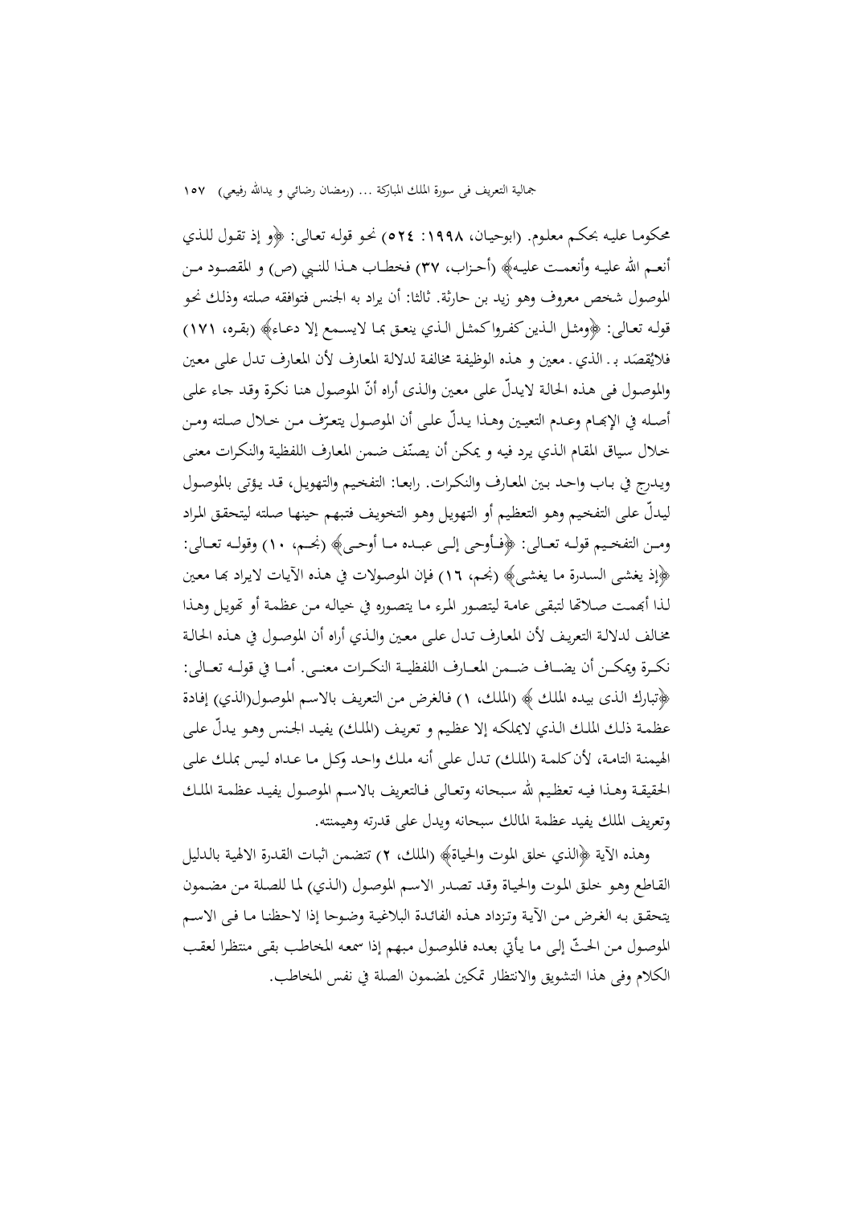محكوما عليه بحكم معلوم. (ابوحيان، ١٩٩٨: ٥٢٤) نحو قوله تعالى: ﴿و إذ تقول للذي أنعم الله عليه وأنعمت عليه﴾ (أحزاب، ٣٧) فخطاب هذا للنبي (ص) و المقصود من الموصول شخص معروف وهو زيد بن حارثة. ثالثا: أن يراد به الجنس فتوافقه صلته وذلك نحو قوله تعالى: ﴿ومثل الذين كفروا كمثل الذي ينعق بما لايسمع إلا دعاء﴾ (بقره، ١٧١) فلايُقصَد بـ الذي معين و هذه الوظيفة مخالفة لدلالة المعارف لأن المعارف تدل على معين والموصول في هذه الحالة لايدلّ على معين والذى أراه أنّ الموصول هنا نكرة وقد جاء على أصله في الإبهام وعدم التعيين وهذا يدلّ على أن الموصول يتعرّف من خلال صلته ومن خلال سياق المقام الذي يرد فيه و يمكن أن يصنّف ضمن المعارف اللفظية والنكرات معنى ويدرج في باب واحد بين المعارف والنكرات. رابعا: التفخيم والتهويل، قد يؤتى بالموصول ليدلّ على التفخيم وهو التعظيم أو التهويل وهو التخويف فتبهم حينها صلته ليتحقق المراد ومن التفخيم قوله تعالى: ﴿فأوحى إلى عبده ما أوحى﴾ (نجم، ١٠) وقوله تعالى: ﴿إذ يغشى السدرة ما يغشى﴾ (نجم، ١٦) فإن الموصولات في هذه الآيات لايراد بها معين لذا أبهمت صلاتها لتبقى عامة ليتصور المرء ما يتصوره في خياله من عظمة أو تهويل وهذا مخالف لدلالة التعريف لأن المعارف تدل على معين والذي أراه أن الموصول في هذه الحالة نكرة ويمكن أن يضاف ضمن المعارف اللفظية النكرات معنى. أما في قوله تعالى: ﴿تبارك الذى بيده الملك ﴾ (الملك، ١) فالغرض من التعريف بالاسم الموصول(الذي) إفادة عظمة ذلك الملك الذي لايملكه إلا عظيم و تعريف (الملك) يفيد الجنس وهو يدلّ على الهيمنة التامة، لأن كلمة (الملك) تدل على أنه ملك واحد وكل ما عداه ليس بملك على الحقيقة وهذا فيه تعظيم لله سبحانه وتعالى فالتعريف بالاسم الموصول يفيد عظمة الملك وتعريف الملك يفيد عظمة المالك سبحانه ويدل على قدرته وهيمنته.

وهذه الآية ﴿الذي خلق الموت والحياة﴾ (الملك، ٢) تتضمن اثبات القدرة الالهية بالدليل القاطع وهو خلق الموت والحياة وقد تصدر الاسم الموصول (الذي) لما للصلة من مضمون يتحقق به الغرض من الآية وتزداد هذه الفائدة البلاغية وضوحا إذا لاحظنا ما فى الاسم الموصول من الحثّ إلى ما يأتي بعده فالموصول مبهم إذا سمعه المخاطب بقى منتظرا لعقب الكلام وفى هذا التشويق والانتظار تمكين لمضمون الصلة في نفس المخاطب.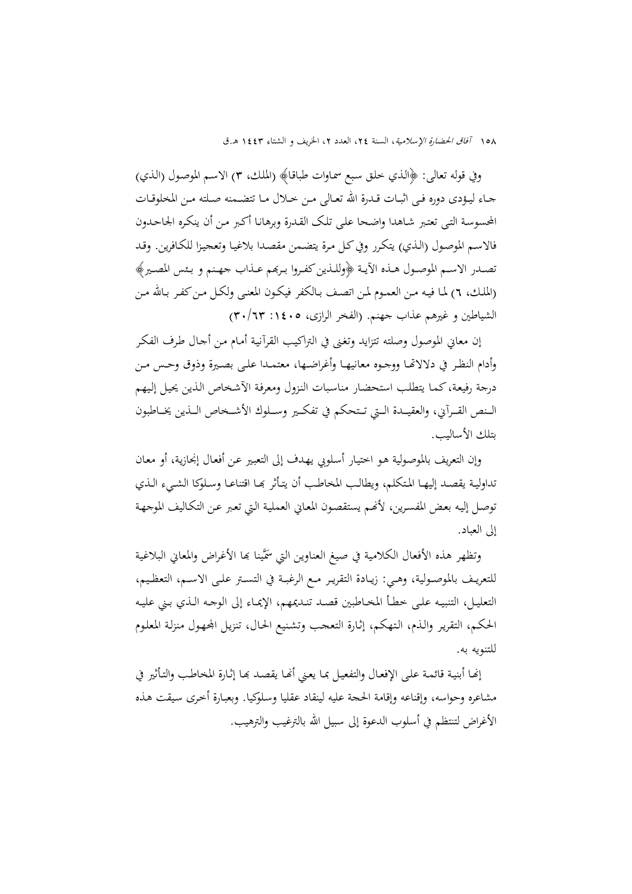وفي قوله تعالى: ﴿الذي خلق سبع سماوات طباقا﴾ (الملك، ٣) الاسم الموصول (الذي) جاء ليؤدى دوره في اثبات قدرة الله تعالى من خلال ما تتضمنه صلته من المخلوقات المحسوسة التى تعتبر شاهدا واضحا على تلك القدرة وبرهانا أكبر من أن ينكره الجاحدون فالاسم الموصول (الذي) يتكرر وفي كل مرة يتضمن مقصدا بلاغيا وتعجيزا للكافرين. وقد تصدر الاسم الموصول هذه الآية ﴿وللذين كفروا بربهم عذاب جهنم و بئس المصير﴾ (الملك، ٦) لما فيه من العموم لمن اتصف بالكفر فيكون المعنى ولكل من كفر بالله من الشياطين و غيرهم عذاب جهنم. (الفخر الرازى، ١٤٠٥: ٣٠/٦٣)

إن معاني الموصول وصلته تتزايد وتغنى في التراكيب القرآنية أمام من أجال طرف الفكر وأدام النظر في دلالاتها ووجوه معانيها وأغراضها، معتمدا على بصيرة وذوق وحس من درجة رفيعة، كما يتطلب استحضار مناسبات النزول ومعرفة الآشخاص الذين يحيل إليهم النص القرآني، والعقيدة التي تتحكم في تفكير وسلوك الأشخاص الذين يخاطبون بتلك الأساليب.

وإن التعريف بالموصولية هو اختيار أسلوبي يهدف إلى التعبير عن أفعال إنجازية، أو معان تداولية يقصد إليها المتكلم، ويطالب المخاطب أن يتأثر بها اقتناعا وسلوكا الشيء الذي توصل إليه بعض المفسرين، لأنهم يستقصون المعاني العملية التي تعبر عن التكاليف الموجهة إلى العباد.

وتظهر هذه الأفعال الكلامية في صيغ العناوين التي سَمَّينا بها الأغراض والمعاني البلاغية للتعريف بالموصولية، وهي: زيادة التقرير مع الرغبة في التستر على الاسم، التعظيم، التعليل، التنبيه على خطأ المخاطبين قصد تنديمهم، الإيماء إلى الوجه الذي بني عليه الحكم، التقرير والذم، التهكم، إثارة التعجب وتشنيع الحال، تنزيل المجهول منزلة المعلوم للتنويه به.

إنها أبنية قائمة على الإفعال والتفعيل بما يعني أنها يقصد بها إثارة المخاطب والتأثير في مشاعره وحواسه، وإقناعه وإقامة الحجة عليه لينقاد عقليا وسلوكيا. وبعبارة أخرى سيقت هذه الأغراض لتنتظم في أسلوب الدعوة إلى سبيل الله بالترغيب والترهيب.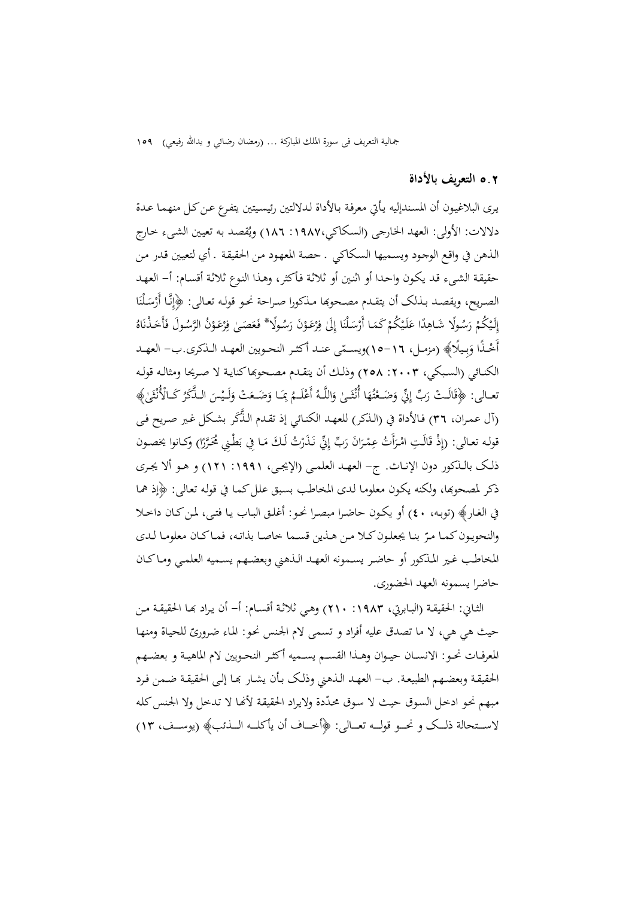## ٥.٢ التعريف بالأداة

يرى البلاغيون أن المسنداليه يأتي معرفة بالأداة لدلالتين رئيسيتين يتفرع عن كل منهما عدة دلالات: الأولى: العهد الخارجي (السكاكي،١٩٨٧: ١٨٦) ويُقصد به تعيين الشيء خارج الذهن في واقع الوجود ويسميها السكاكي . حصة المعهود من الحقيقة . أي لتعيين قدر من حقيقة الشيء قد يكون واحدا أو اثنين أو ثلاثة فأكثر، وهذا النوع ثلاثة أقسام: أ- العهد الصريح، ويقصد بذلک أن يتقدم مصحوبها مذكورا صراحة نحو قوله تعالى: ﴿إِنَّا أَرْسَلْنَا إِلَيْكُمْ رَسُولًا شَاهِدًا عَلَيْكُمْ كَمَا أَرْسَلْنَا إِلَىٰ فِرْعَوْنَ رَسُولًا* فَعَصَىٰ فِرْعَوْنُ الرَّسُولَ فَأَخَذْنَاهُ أَخْذًا وَبِيلًا﴾ (مزمل، ١٦-١٥)ويسمّى عند أكثر النحويين العهد الذكرى.ب- العهد الكنائي (السبكي، ٢٠٠٣: ٢٥٨) وذلك أن يتقدم مصحوبها كناية لا صريحا ومثاله قوله تعالى: ﴿قَالَتْ رَبِّ إِنِّي وَضَعْتُهَا أُنْثَىٰ وَاللَّهُ أَعْلَمُ بِمَا وَضَعَتْ وَلَيْسَ الذَّكَرُ كَالْأُنْثَىٰ﴾ (آل عمران، ٣٦) فالأداة في (الذكر) للعهد الكنائي إذ تقدم الذَّكَر بشكل غير صريح فى قوله تعالى: (إِذْ قَالَتِ امْرَأَتُ عِمْرَانَ رَبِّ إِنِّي نَذَرْتُ لَكَ مَا فِي بَطْنِي مُحَرَّرًا) وكانوا يخصون ذلک بالذكور دون الإناث. ج- العهد العلمى (الإيجى، ١٩٩١: ١٢١) و هو ألا يجرى ذكر لمصحوبها، ولكنه يكون معلوما لدى المخاطب بسبق علل كما في قوله تعالى: ﴿إذ هما في الغار﴾ (توبه، ٤٠) أو يكون حاضرا مبصرا نحو: أغلق الباب يا فتى، لمن كان داخلا والنحويون كما مرّ بنا يجعلون كلا من هذين قسما خاصا بذاته، فما كان معلوما لدى المخاطب غير المذكور أو حاضر يسمونه العهد الذهني وبعضهم يسميه العلمي وما كان حاضرا يسمونه العهد الحضورى.

الثاني: الحقيقة (البابرتي، ١٩٨٣: ٢١٠) وهي ثلاثة أقسام: أ- أن يراد بها الحقيقة من حيث هي هي، لا ما تصدق عليه أفراد و تسمى لام الجنس نحو: الماء ضروريّ للحياة ومنها المعرفات نحو: الانسان حيوان وهذا القسم يسميه أكثر النحويين لام الماهية و بعضهم الحقيقة وبعضهم الطبيعة. ب- العهد الذهني وذلک بأن يشار بها إلى الحقيقة ضمن فرد مبهم نحو ادخل السوق حيث لا سوق محدّدة ولايراد الحقيقة لأنها لا تدخل ولا الجنس كله لاستحالة ذلک و نحو قوله تعالى: ﴿أخاف أن يأكله الذئب﴾ (يوسف، ١٣)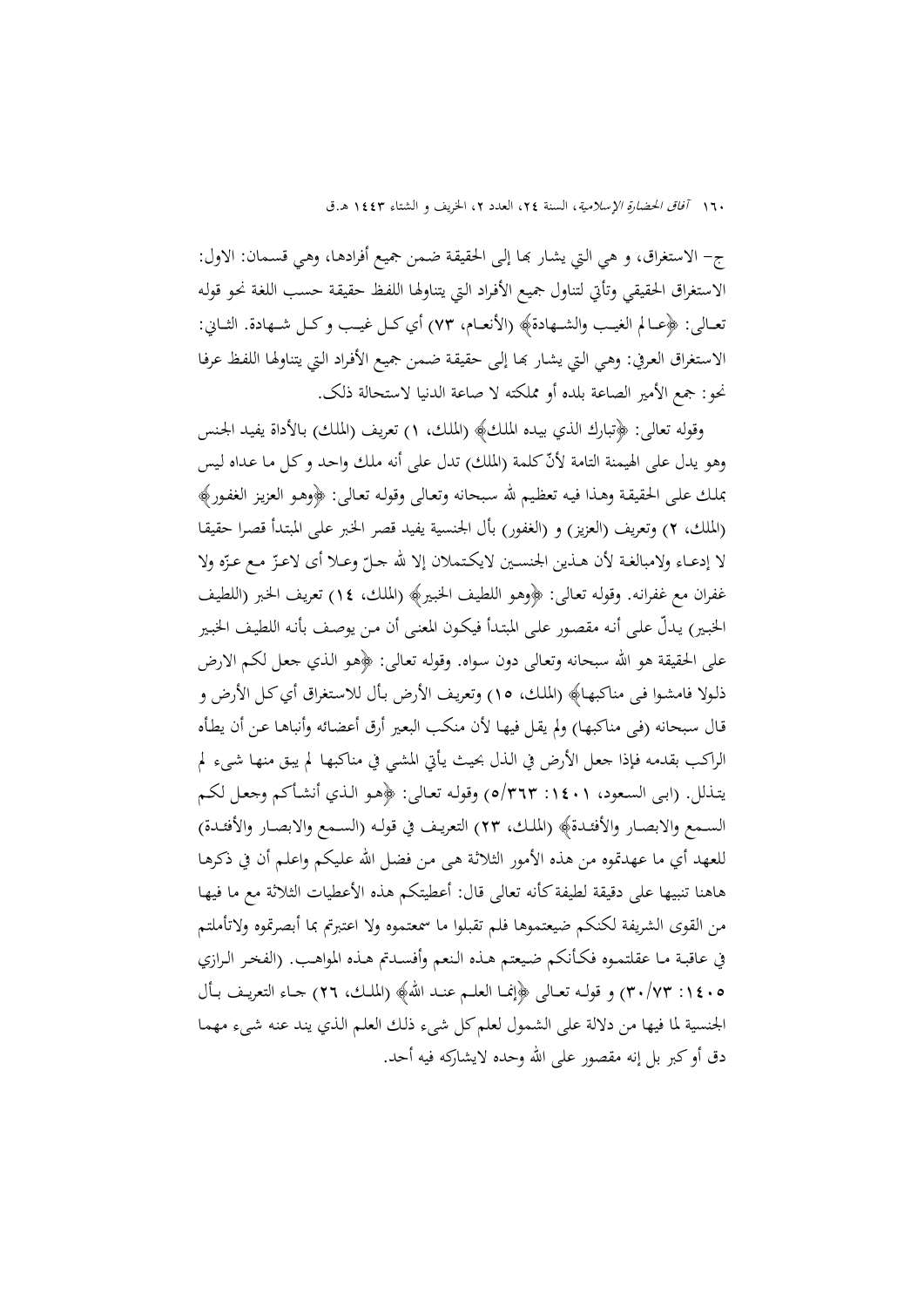ج– الاستغراق، و هي التي يشار بها إلى الحقيقة ضمن جميع أفرادها، وهي قسمان: الاول: الاستغراق الحقيقي وتأتي لتناول جميع الأفراد التي يتناولها اللفظ حقيقة حسب اللغة نحو قوله تعالى: ﴿عالم الغيب والشهادة﴾ (الأنعام، ٧٣) أي كل غيب و كل شهادة. الثاني: الاستغراق العرفي: وهي التي يشار بها إلى حقيقة ضمن جميع الأفراد التي يتناولها اللفظ عرفا نحو: جمع الأمير الصاغة بلده أو مملكته لا صاغة الدنيا لاستحالة ذلك.

وقوله تعالى: ﴿تبارك الذي بيده الملك﴾ (الملك، ١) تعريف (الملك) بالأداة يفيد الجنس وهو يدل على الهيمنة التامة لأنّ كلمة (الملك) تدل على أنه ملك واحد و كل ما عداه ليس بملك على الحقيقة وهذا فيه تعظيم لله سبحانه وتعالى وقوله تعالى: ﴿وهو العزيز الغفور﴾ (الملك، ٢) وتعريف (العزيز) و (الغفور) بأل الجنسية يفيد قصر الخبر على المبتدأ قصرا حقيقا لا إدعاء ولامبالغة لأن هذين الجنسين لايكتملان إلا لله جلّ وعلا أى لاعزّ مع عزّه ولا غفران مع غفرانه. وقوله تعالى: ﴿وهو اللطيف الخبير﴾ (الملك، ١٤) تعريف الخبر (اللطيف الخبير) يدلّ على أنه مقصور على المبتدأ فيكون المعنى أن من يوصف بأنه اللطيف الخبير على الحقيقة هو الله سبحانه وتعالى دون سواه. وقوله تعالى: ﴿هو الذي جعل لكم الارض ذلولا فامشوا فى مناكبها﴾ (الملك، ١٥) وتعريف الأرض بأل للاستغراق أي كل الأرض و قال سبحانه (فى مناكبها) ولم يقل فيها لأن منكب البعير أرق أعضائه وأنباها عن أن يطأه الراكب بقدمه فإذا جعل الأرض في الذل بحيث يأتي المشي في مناكبها لم يبق منها شيء لم يتذلل. (ابى السعود، ١٤٠١: ٥/٣٦٣) وقوله تعالى: ﴿هو الذي أنشأكم وجعل لكم السمع والابصار والأفئدة﴾ (الملك، ٢٣) التعريف في قوله (السمع والابصار والأفئدة) للعهد أي ما عهدتموه من هذه الأمور الثلاثة هى من فضل الله عليكم واعلم أن في ذكرها هاهنا تنبيها على دقيقة لطيفة كأنه تعالى قال: أعطيتكم هذه الأعطيات الثلاثة مع ما فيها من القوى الشريفة لكنكم ضيعتموها فلم تقبلوا ما سمعتموه ولا اعتبرتم بما أبصرتموه ولاتأملتم في عاقبة ما عقلتموه فكأنكم ضيعتم هذه النعم وأفسدتم هذه المواهب. (الفخر الرازي ١٤٠٥: ٣٠/٧٣) و قوله تعالى ﴿إنما العلم عند الله﴾ (الملك، ٢٦) جاء التعريف بأل الجنسية لما فيها من دلالة على الشمول لعلم كل شيء ذلك العلم الذي يند عنه شيء مهما دق أو كبر بل إنه مقصور على الله وحده لايشاركه فيه أحد.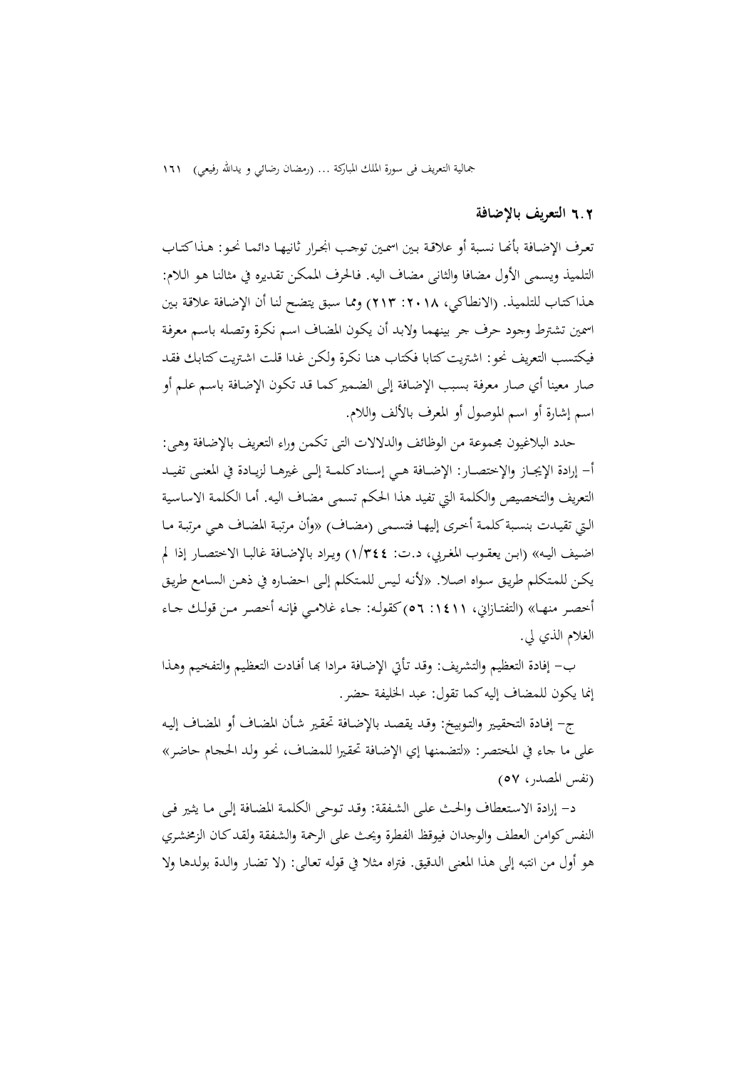## ٦.٢ التعريف بالإضافة

تعرف الإضافة بأنها نسبة أو علاقة بين اسمين توجب انجرار ثانيهما دائما نحو: هذا كتاب التلميذ ويسمى الأول مضافا والثاني مضاف اليه. فالحرف الممكن تقديره في مثالنا هو اللام: هذا كتاب للتلميذ. (الانطاكي، ٢٠١٨: ٢١٣) ومما سبق يتضح لنا أن الإضافة علاقة بين اسمين تشترط وجود حرف جر بينهما ولابد أن يكون المضاف اسم نكرة وتصله باسم معرفة فيكتسب التعريف نحو: اشتريت كتابا فكتاب هنا نكرة ولكن غدا قلت اشتريت كتابك فقد صار معينا أي صار معرفة بسبب الإضافة إلى الضمير كما قد تكون الإضافة باسم علم أو اسم إشارة أو اسم الموصول أو المعرف بالألف واللام.

حدد البلاغيون مجموعة من الوظائف والدلالات التى تكمن وراء التعريف بالإضافة وهى:

أ- إرادة الإيجاز والإختصار: الإضافة هي إسناد كلمة إلى غيرها لزيادة في المعنى تفيد التعريف والتخصيص والكلمة التي تفيد هذا الحكم تسمى مضاف اليه. أما الكلمة الاساسية التي تقيدت بنسبة كلمة أخرى إليها فتسمى (مضاف) «وأن مرتبة المضاف هي مرتبة ما اضيف اليه» (ابن يعقوب المغربي، د.ت: ١/٣٤٤) ويراد بالإضافة غالبا الاختصار إذا لم يكن للمتكلم طريق سواه اصلا. «لأنه ليس للمتكلم إلى احضاره في ذهن السامع طريق أخصر منها» (التفتازاني، ١٤١١: ٥٦) كقوله: جاء غلامي فإنه أخصر من قولك جاء الغلام الذي لي.

ب- إفادة التعظيم والتشريف: وقد تأتي الإضافة مرادا بها أفادت التعظيم والتفخيم وهذا إنما يكون للمضاف إليه كما تقول: عبد الخليفة حضر.

ج- إفادة التحقيير والتوبيخ: وقد يقصد بالإضافة تحقير شأن المضاف أو المضاف إليه على ما جاء في المختصر: «لتضمنها إي الإضافة تحقيرا للمضاف، نحو ولد الحجام حاضر» (نفس المصدر، ٥٧)

د- إرادة الاستعطاف والحث على الشفقة: وقد توحى الكلمة المضافة إلى ما يثير فى النفس كوامن العطف والوجدان فيوقظ الفطرة ويحث على الرحمة والشفقة ولقد كان الزمخشري هو أول من انتبه إلى هذا المعنى الدقيق. فتراه مثلا في قوله تعالى: (لا تضار والدة بولدها ولا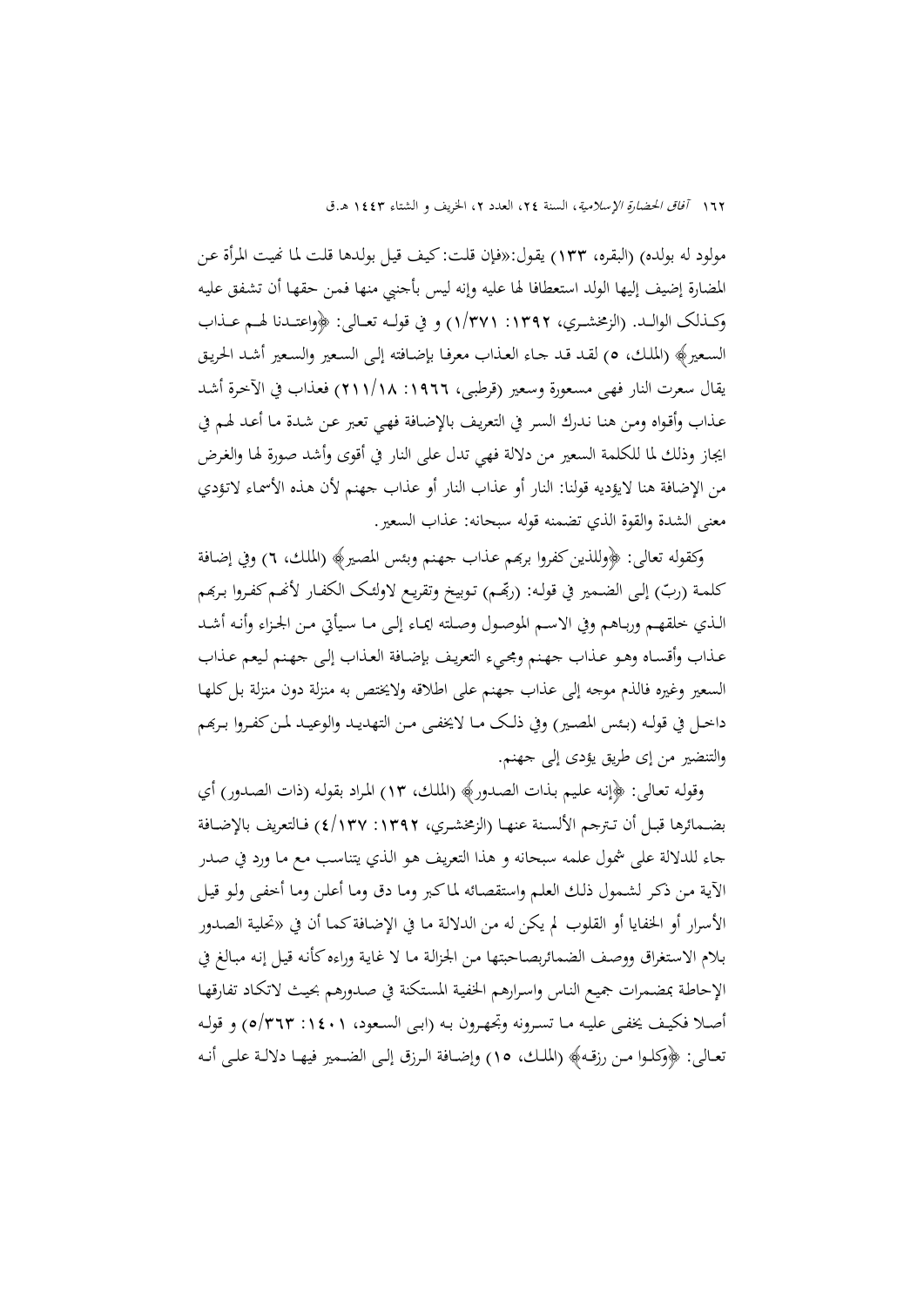مولود له بولده) (البقره، ١٣٣) يقول:«فإن قلت: كيف قيل بولدها قلت لما نهيت المرأة عن المضارة إضيف إليها الولد استعطافا لها عليه وإنه ليس بأجنبي منها فمن حقها أن تشفق عليه وكـذلك الوالـد. (الزمخشـري، ١٣٩٢: ١/٣٧١) و في قولـه تعـالى: ﴿واعتـدنا لهـم عـذاب السعير﴾ (الملك، ٥) لقد قد جاء العذاب معرفا بإضافته إلى السعير والسعير أشد الحريق يقال سعرت النار فهى مسعورة وسعير (قرطبى، ١٩٦٦: ١٨/٢١١) فعذاب في الآخرة أشد عذاب وأقواه ومن هنا ندرك السر في التعريف بالإضافة فهي تعبر عن شدة ما أعد لهم في ايجاز وذلك لما للكلمة السعير من دلالة فهي تدل على النار في أقوى وأشد صورة لها والغرض من الإضافة هنا لايؤديه قولنا: النار أو عذاب النار أو عذاب جهنم لأن هذه الأسماء لاتؤدي معنى الشدة والقوة الذي تضمنه قوله سبحانه: عذاب السعير.

وكقوله تعالى: ﴿وللذين كفروا بربهم عذاب جهنم وبئس المصير﴾ (الملك، ٦) وفي إضافة كلمة (ربّ) إلى الضمير في قوله: (ربّهم) توبيخ وتقريع لاولئک الكفار لأنهم كفروا بربهم الـذي خلقهـم ورباهم وفي الاسم الموصول وصلته ايماء إلى ما سيأتي من الجزاء وأنه أشد عذاب وأقساه وهو عذاب جهنم ومجيء التعريف بإضافة العذاب إلى جهنم ليعم عذاب السعير وغيره فالذم موجه إلى عذاب جهنم على اطلاقه ولايختص به منزلة دون منزلة بل كلها داخل في قوله (بئس المصير) وفي ذلک ما لايخفى من التهديد والوعيد لمن كفروا بربهم والتنضير من إى طريق يؤدى إلى جهنم.

وقوله تعالى: ﴿إنه عليم بذات الصدور﴾ (الملك، ١٣) المراد بقوله (ذات الصدور) أي بضمائرها قبل أن تترجم الألسنة عنها (الزمخشري، ١٣٩٢: ٤/١٣٧) فالتعريف بالإضافة جاء للدلالة على شمول علمه سبحانه و هذا التعريف هو الذي يتناسب مع ما ورد في صدر الآية من ذكر لشمول ذلك العلم واستقصائه لما كبر وما دق وما أعلن وما أخفى ولو قيل الأسرار أو الخفايا أو القلوب لم يكن له من الدلالة ما في الإضافة كما أن في «تحلية الصدور بلام الاستغراق ووصف الضمائربصاحبتها من الجزالة ما لا غاية وراءه كأنه قيل إنه مبالغ في الإحاطة بمضمرات جميع الناس واسرارهم الخفية المستكنة في صدورهم بحيث لاتكاد تفارقها أصلا فكيف يخفى عليه ما تسرونه وتجهرون به (ابى السعود، ١٤٠١: ٥/٣٦٣) و قوله تعالى: ﴿وكلوا من رزقه﴾ (الملك، ١٥) وإضافة الرزق إلى الضمير فيها دلالة على أنه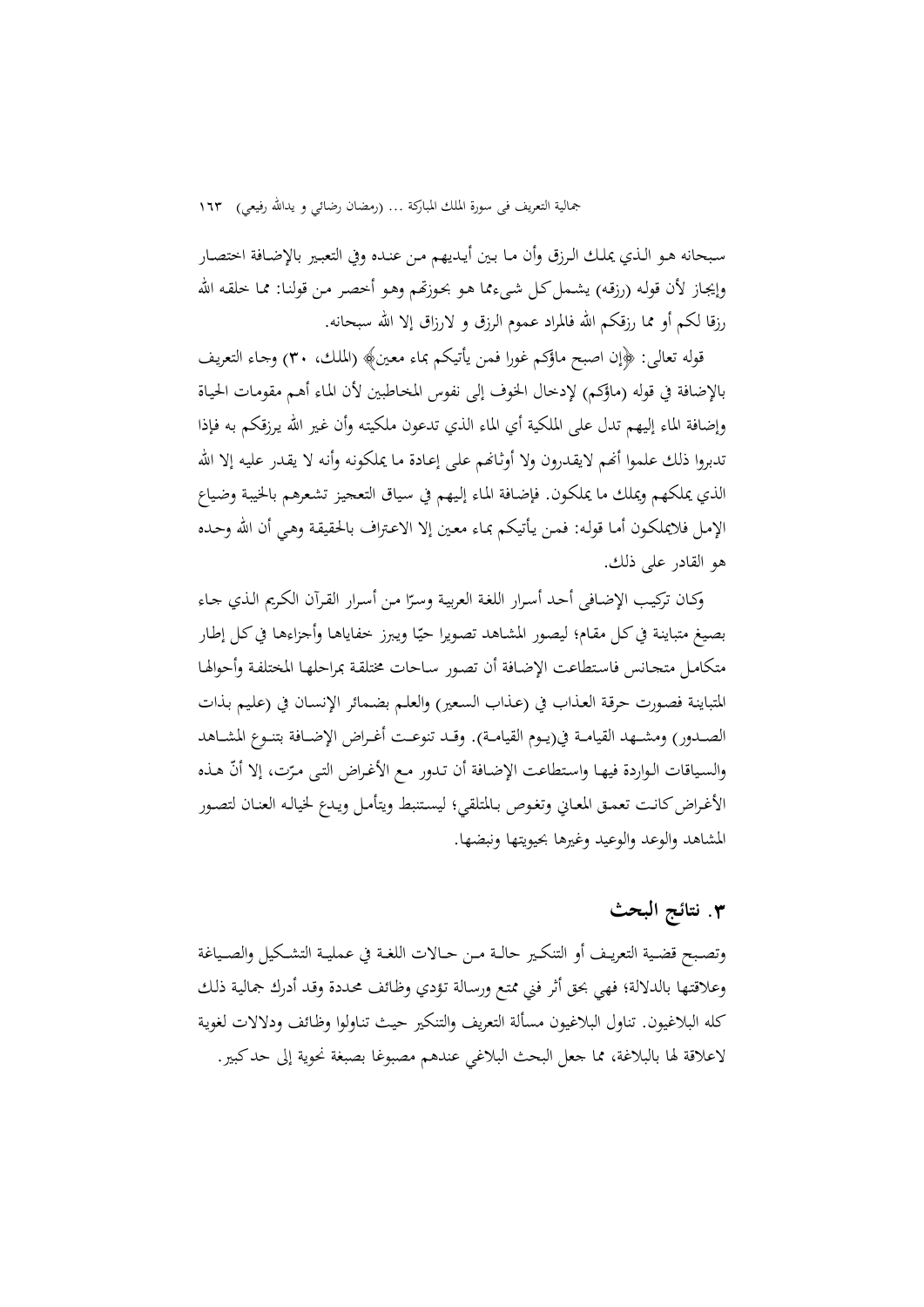سبحانه هو الذي يملك الرزق وأن ما بين أيديهم من عنده وفي التعبير بالإضافة اختصار وإيجاز لأن قوله (رزقه) يشمل كل شيءمما هو بحوزتهم وهو أحصر من قولنا: مما خلقه الله رزقا لكم أو مما رزقكم الله فالمراد عموم الرزق و لارزاق إلا الله سبحانه.

قوله تعالى: ﴿إن اصبح ماؤكم غورا فمن يأتيكم بماء معين﴾ (الملك، ٣٠) وجاء التعريف بالإضافة في قوله (ماؤكم) لإدخال الخوف إلى نفوس المخاطبين لأن الماء أهم مقومات الحياة وإضافة الماء إليهم تدل على الملكية أي الماء الذي تدعون ملكيته وأن غير الله يرزقكم به فإذا تدبروا ذلك علموا أنهم لايقدرون ولا أوثانهم على إعادة ما يملكونه وأنه لا يقدر عليه إلا الله الذي يملكهم ويملك ما يملكون. فإضافة الماء إليهم في سياق التعجيز تشعرهم بالخيبة وضياع الإمل فلايملكون أما قوله: فمن يأتيكم بماء معين إلا الاعتراف بالحقيقة وهي أن الله وحده هو القادر على ذلك.

وكان تركيب الإضافي أحد أسرار اللغة العربية وسرّا من أسرار القرآن الكريم الذي جاء بصيغ متباينة في كل مقام؛ ليصور المشاهد تصويرا حيّا ويبرز خفاياها وأجزاءها في كل إطار متكامل متجانس فاستطاعت الإضافة أن تصور ساحات مختلقة بمراحلها المختلفة وأحوالها المتباينة فصورت حرقة العذاب في (عذاب السعير) والعلم بضمائر الإنسان في (عليم بذات الصدور) ومشهد القيامة في(يوم القيامة). وقد تنوعت أغراض الإضافة بتنوع المشاهد والسياقات الواردة فيها واستطاعت الإضافة أن تدور مع الأغراض التى مرّت، إلا أنّ هذه الأغراض كانت تعمق المعاني وتغوص بالمتلقي؛ ليستنبط ويتأمل ويدع لخياله العنان لتصور المشاهد والوعد والوعيد وغيرها بحيويتها ونبضها.

## ٣. نتائج البحث

وتصبح قضية التعريف أو التنكير حالة من حالات اللغة في عملية التشكيل والصياغة وعلاقتها بالدلالة؛ فهي بحق أثر فني ممتع ورسالة تؤدي وظائف محددة وقد أدرك جمالية ذلك كله البلاغيون. تناول البلاغيون مسألة التعريف والتنكير حيث تناولوا وظائف ودلالات لغوية لاعلاقة لها بالبلاغة، مما جعل البحث البلاغي عندهم مصبوغا بصبغة نحوية إلى حد كبير.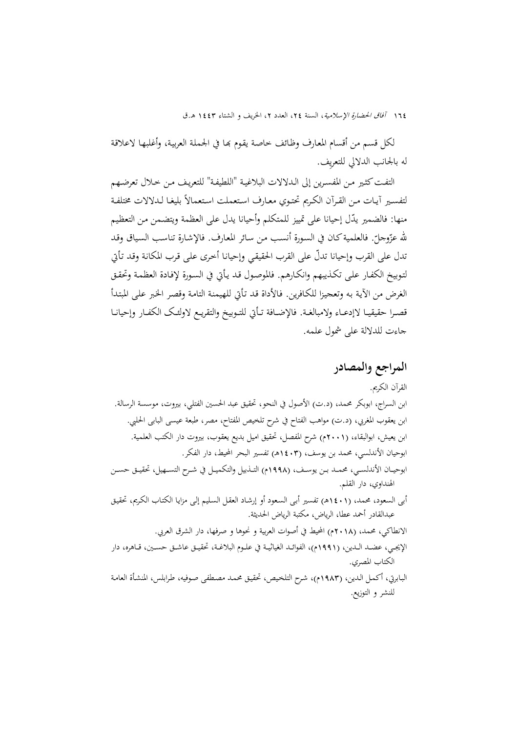لكل قسم من أقسام المعارف وظائف خاصة يقوم بها في الجملة العربية، وأغلبها لاعلاقة له بالجانب الدلالي للتعريف.

التفت كثير من المفسرين إلى الدلالات البلاغية "اللطيفة" للتعريف من خلال تعرضهم لتفسير آيات من القرآن الكريم تحتوي معارف استعملت استعمالاً بليغا لدلالات مختلفة منها: فالضمير يدّل إحيانا على تمييز للمتكلم وأحيانا يدل على العظمة ويتضمن من التعظيم لله عزّوجلّ. فالعلمية كان في السورة أنسب من سائر المعارف. فالإشارة تناسب السياق وقد تدل على القرب وإحيانا تدلّ على القرب الحقيقي وإحيانا أخرى على قرب المكانة وقد تأتي لتوبيخ الكفار على تكذيبهم وانكارهم. فالموصول قد يأتي في السورة لإفادة العظمة وتحقق الغرض من الآية به وتعجيزا للكافرين. فالأداة قد تأتي للهيمنة التامة وقصر الخبر على المبتدأ قصرا حقيقيا لاإدعاء ولامبالغة. فالإضافة تأتي للتوبيخ والتقريع لاولئک الكفار وإحيانا جاءت للدلالة على شمول علمه.

## المراجع والمصادر

القرآن الكريم.

ابن السراج، ابوبكر محمد، (د.ت) الأصول في النحو، تحقيق عبد الحسين الفتلي، بيروت، موسسة الرسالة.

ابن يعقوب المغربي، (د.ت) مواهب الفتاح في شرح تلخيص المفتاح، مصر، طبعة عيسى البابى الحلبي.

ابن يعيش، ابوالبقاء، (٢٠٠١م) شرح المفصل، تحقيق اميل بديع يعقوب، بيروت دار الكتب العلمية.

ابوحيان الأندلسي، محمد بن يوسف، (١٤٠٣هـ) تفسير البحر المحيط، دار الفكر.

ابوحيان الأندلسي، محمد بن يوسف، (١٩٩٨م) التذييل والتكميل في شرح التسهيل، تحقيق حسن الهنداوي، دار القلم.

أبی السعود، محمد، (١٤٠١هـ) تفسير أبی السعود أو إرشاد العقل السليم إلى مزايا الكتاب الكريم، تحقيق عبدالقادر أحمد عطا، الرياض، مكتبة الرياض الحديثة.

الانطاكي، محمد، (٢٠١٨م) المحيط في أصوات العربية و نحوها و صرفها، دار الشرق العربي.

الإيجي، عضد الدين، (١٩٩١م)، الفوائد الغياثية في علوم البلاغة، تحقيق عاشق حسين، قاهره، دار الكتاب المصري.

البابرتي، أكمل الدين، (١٩٨٣م)، شرح التلخيص، تحقيق محمد مصطفى صوفيه، طرابلس، المنشأة العامة للنشر و التوزيع.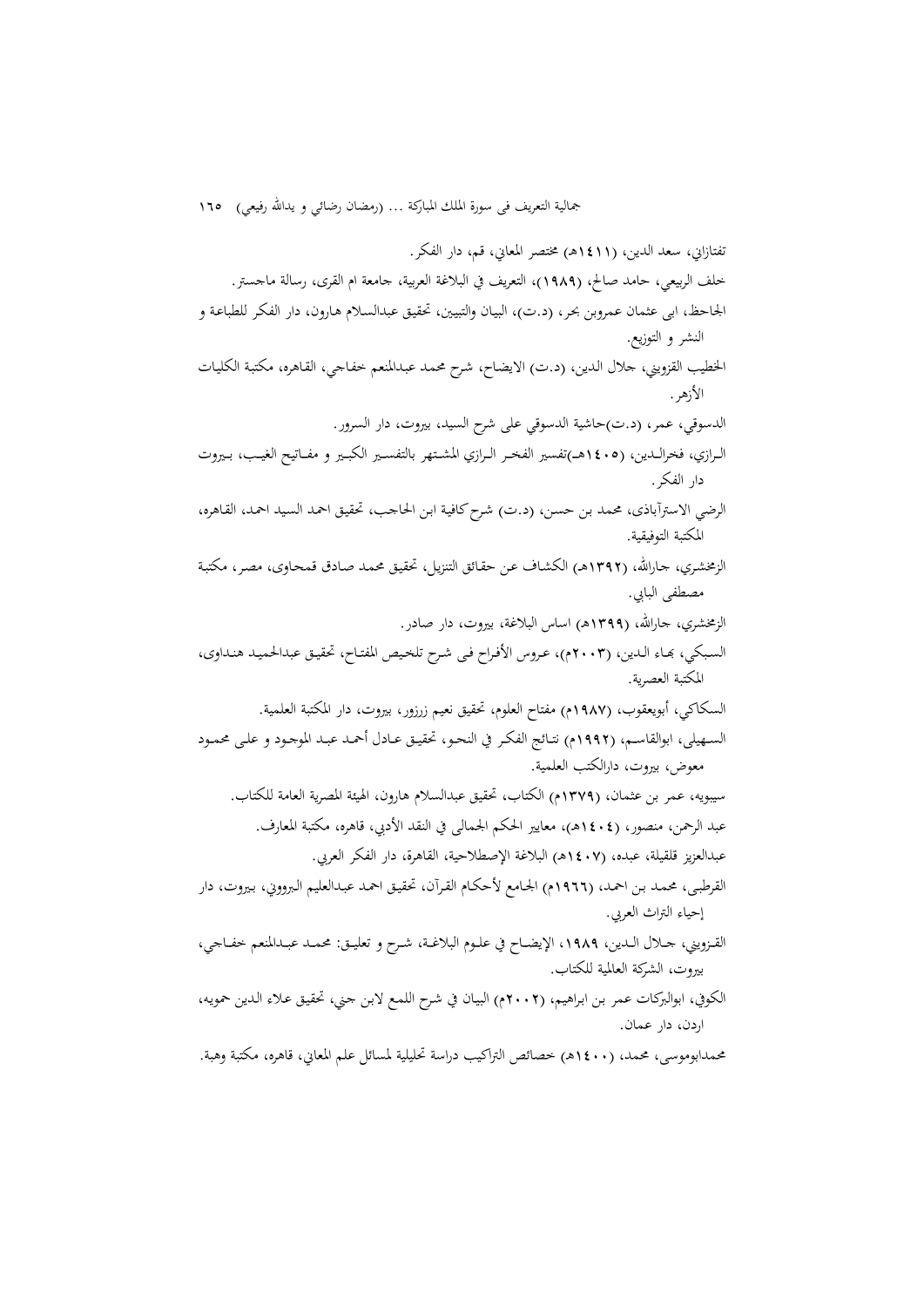تفتازاني، سعد الدين، (١٤١١هـ) مختصر المعاني، قم، دار الفكر.

خلف الربيعي، حامد صالح، (١٩٨٩)، التعريف في البلاغة العربية، جامعة ام القرى، رسالة ماجستر.

الجاحظ، ابى عثمان عمروبن بحر، (د.ت)، البيان والتبيين، تحقيق عبدالسلام هارون، دار الفكر للطباعة و النشر و التوزيع.

الخطيب القزويني، جلال الدين، (د.ت) الايضاح، شرح محمد عبدالمنعم خفاجي، القاهره، مكتبة الكليات الأزهر.

الدسوقي، عمر، (د.ت)حاشية الدسوقي على شرح السيد، بيروت، دار السرور.

الرازي، فخرالدين، (١٤٠٥هـ)تفسير الفخر الرازي المشتهر بالتفسير الكبير و مفاتيح الغيب، بيروت دار الفكر.

الرضي الاسترآباذي، محمد بن حسن، (د.ت) شرح كافية ابن الحاجب، تحقيق احمد السيد احمد، القاهره، المكتبة التوفيقية.

الزمخشري، جارالله، (١٣٩٢هـ) الكشاف عن حقائق التنزيل، تحقيق محمد صادق قمحاوى، مصر، مكتبة مصطفى البابي.

الزمخشري، جارالله، (١٣٩٩هـ) اساس البلاغة، بيروت، دار صادر.

السبكي، بهاء الدين، (٢٠٠٣م)، عروس الأفراح فى شرح تلخيص المفتاح، تحقيق عبدالحميد هنداوى، المكتبة العصرية.

السكاكي، أبويعقوب، (١٩٨٧م) مفتاح العلوم، تحقيق نعيم زرزور، بيروت، دار المكتبة العلمية.

السهيلى، ابوالقاسم، (١٩٩٢م) نتائج الفكر في النحو، تحقيق عادل أحمد عبد الموجود و على محمود معوض، بيروت، دارالكتب العلمية.

سيبويه، عمر بن عثمان، (١٣٧٩م) الكتاب، تحقيق عبدالسلام هارون، الهيئة المصرية العامة للكتاب.

عبد الرحمن، منصور، (١٤٠٤هـ)، معايير الحكم الجمالى في النقد الأدبي، قاهره، مكتبة المعارف.

عبدالعزيز قلقيلة، عبده، (١٤٠٧هـ) البلاغة الإصطلاحية، القاهرة، دار الفكر العربي.

القرطبى، محمد بن احمد، (١٩٦٦م) الجامع لأحكام القرآن، تحقيق احمد عبدالعليم البروونى، بيروت، دار إحياء التراث العربي.

القزويني، جلال الدين، ١٩٨٩، الإيضاح في علوم البلاغة، شرح و تعليق: محمد عبدالمنعم خفاجي، بيروت، الشركة العالمية للكتاب.

الكوفي، ابوالبركات عمر بن ابراهيم، (٢٠٠٢م) البيان في شرح اللمع لابن جني، تحقيق علاء الدين حمويه، اردن، دار عمان.

محمدابوموسى، محمد، (١٤٠٠هـ) خصائص التراكيب دراسة تحليلية لمسائل علم المعاني، قاهره، مكتبة وهبة.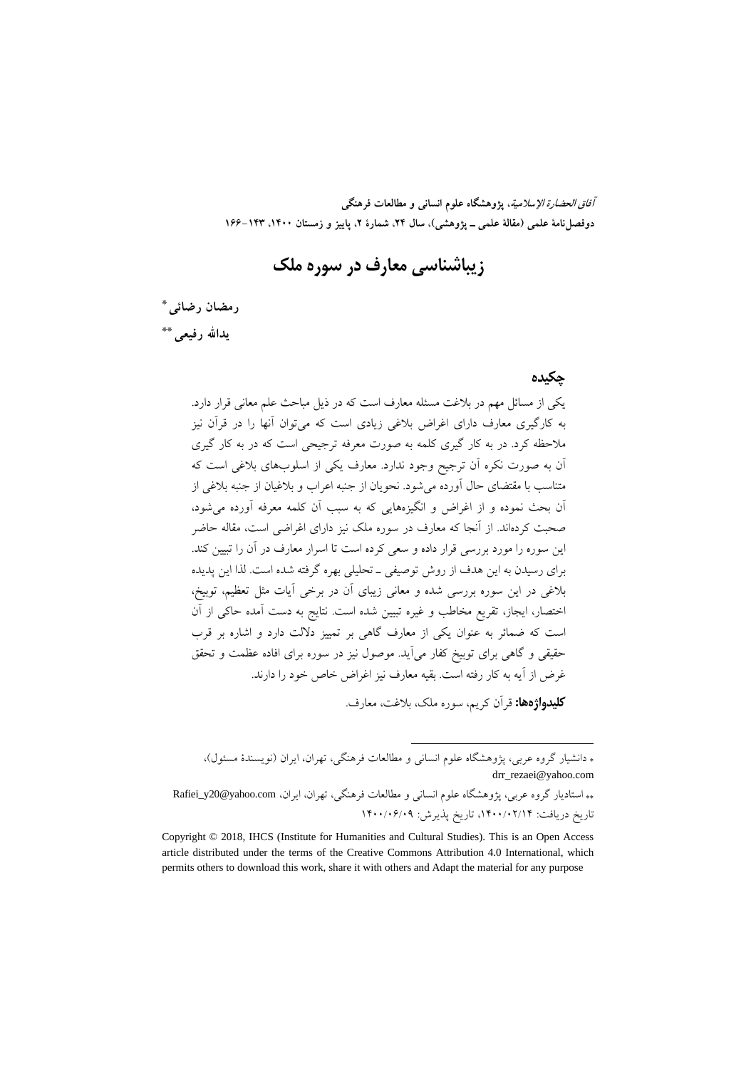*آفاق الحضارة الإسلامیة*، **پژوهشگاه علوم انسانی و مطالعات فرهنگی**
**دوفصل‌نامهٔ علمی (مقالهٔ علمی ــ پژوهشی)، سال ۲۴، شمارهٔ ۲، پاییز و زمستان ۱۴۰۰، ۱۴۳-۱۶۶**

# زیباشناسی معارف در سوره ملک

**رمضان رضائی** *

**یدالله رفیعی** **

## چکیده

یکی از مسائل مهم در بلاغت مسئله معارف است که در ذیل مباحث علم معانی قرار دارد. به کارگیری معارف دارای اغراض بلاغی زیادی است که می‌توان آنها را در قرآن نیز ملاحظه کرد. در به کار گیری کلمه به صورت معرفه ترجیحی است که در به کار گیری آن به صورت نکره آن ترجیح وجود ندارد. معارف یکی از اسلوب‌های بلاغی است که متناسب با مقتضای حال آورده می‌شود. نحویان از جنبه اعراب و بلاغیان از جنبه بلاغی از آن بحث نموده و از اغراض و انگیزه‌هایی که به سبب آن کلمه معرفه آورده می‌شود، صحبت کرده‌اند. از آنجا که معارف در سوره ملک نیز دارای اغراضی است، مقاله حاضر این سوره را مورد بررسی قرار داده و سعی کرده است تا اسرار معارف در آن را تبیین کند. برای رسیدن به این هدف از روش توصیفی ـ تحلیلی بهره گرفته شده است. لذا این پدیده بلاغی در این سوره بررسی شده و معانی زیبای آن در برخی آیات مثل تعظیم، توبیخ، اختصار، ایجاز، تقریع مخاطب و غیره تبیین شده است. نتایج به دست آمده حاکی از آن است که ضمائر به عنوان یکی از معارف گاهی بر تمییز دلالت دارد و اشاره بر قرب حقیقی و گاهی برای توبیخ کفار می‌آید. موصول نیز در سوره برای افاده عظمت و تحقق غرض از آیه به کار رفته است. بقیه معارف نیز اغراض خاص خود را دارند.

**کلیدواژه‌ها:** قرآن کریم، سوره ملک، بلاغت، معارف.

---

* دانشیار گروه عربی، پژوهشگاه علوم انسانی و مطالعات فرهنگی، تهران، ایران (نویسندهٔ مسئول)، drr_rezaei@yahoo.com

** استادیار گروه عربی، پژوهشگاه علوم انسانی و مطالعات فرهنگی، تهران، ایران، Rafiei_y20@yahoo.com

تاریخ دریافت: ۱۴۰۰/۰۲/۱۴، تاریخ پذیرش: ۱۴۰۰/۰۶/۰۹

Copyright © 2018, IHCS (Institute for Humanities and Cultural Studies). This is an Open Access article distributed under the terms of the Creative Commons Attribution 4.0 International, which permits others to download this work, share it with others and Adapt the material for any purpose